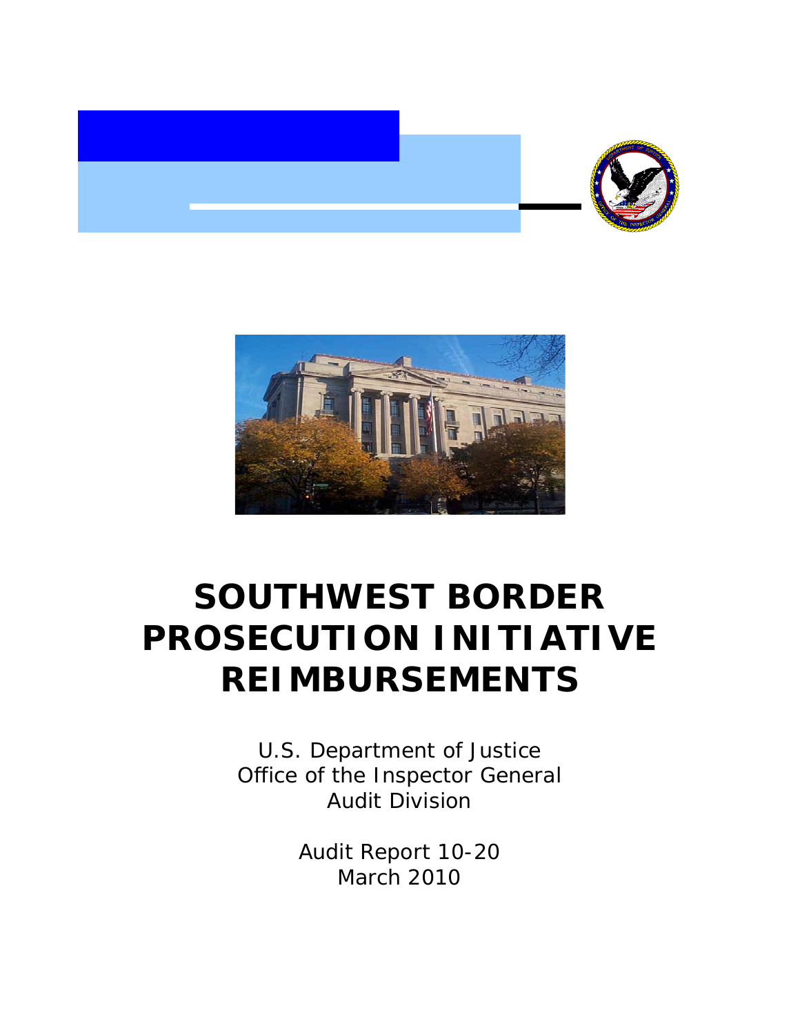# SOUTHWEST BORDER PROSECUTION INITIATIVE REIMBURSEMENTS

U.S. Department of Justice
Office of the Inspector General
Audit Division

Audit Report 10-20
March 2010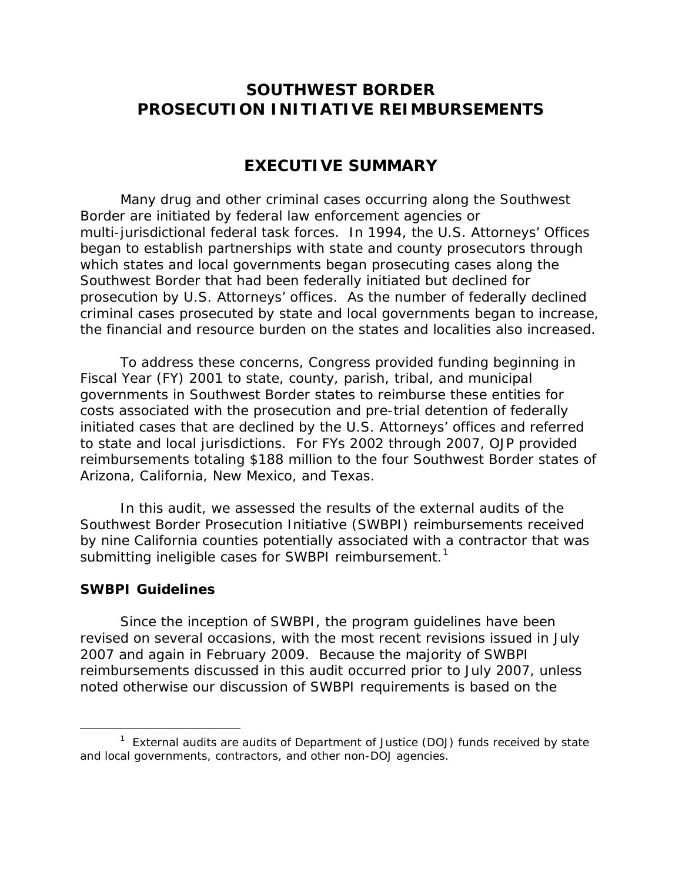# SOUTHWEST BORDER PROSECUTION INITIATIVE REIMBURSEMENTS

## EXECUTIVE SUMMARY

Many drug and other criminal cases occurring along the Southwest Border are initiated by federal law enforcement agencies or multi-jurisdictional federal task forces. In 1994, the U.S. Attorneys' Offices began to establish partnerships with state and county prosecutors through which states and local governments began prosecuting cases along the Southwest Border that had been federally initiated but declined for prosecution by U.S. Attorneys' offices. As the number of federally declined criminal cases prosecuted by state and local governments began to increase, the financial and resource burden on the states and localities also increased.

To address these concerns, Congress provided funding beginning in Fiscal Year (FY) 2001 to state, county, parish, tribal, and municipal governments in Southwest Border states to reimburse these entities for costs associated with the prosecution and pre-trial detention of federally initiated cases that are declined by the U.S. Attorneys' offices and referred to state and local jurisdictions. For FYs 2002 through 2007, OJP provided reimbursements totaling $188 million to the four Southwest Border states of Arizona, California, New Mexico, and Texas.

In this audit, we assessed the results of the external audits of the Southwest Border Prosecution Initiative (SWBPI) reimbursements received by nine California counties potentially associated with a contractor that was submitting ineligible cases for SWBPI reimbursement.[1]

### SWBPI Guidelines

Since the inception of SWBPI, the program guidelines have been revised on several occasions, with the most recent revisions issued in July 2007 and again in February 2009. Because the majority of SWBPI reimbursements discussed in this audit occurred prior to July 2007, unless noted otherwise our discussion of SWBPI requirements is based on the

[1] External audits are audits of Department of Justice (DOJ) funds received by state and local governments, contractors, and other non-DOJ agencies.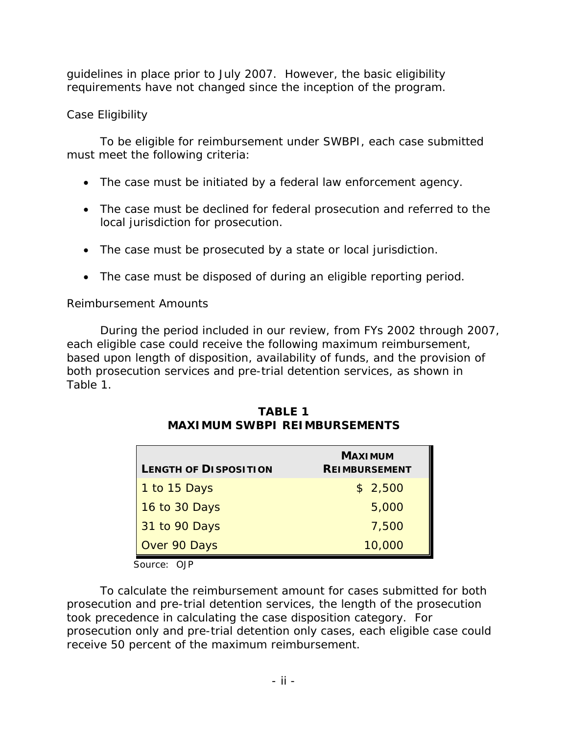guidelines in place prior to July 2007. However, the basic eligibility requirements have not changed since the inception of the program.

Case Eligibility

To be eligible for reimbursement under SWBPI, each case submitted must meet the following criteria:

- The case must be initiated by a federal law enforcement agency.
- The case must be declined for federal prosecution and referred to the local jurisdiction for prosecution.
- The case must be prosecuted by a state or local jurisdiction.
- The case must be disposed of during an eligible reporting period.

Reimbursement Amounts

During the period included in our review, from FYs 2002 through 2007, each eligible case could receive the following maximum reimbursement, based upon length of disposition, availability of funds, and the provision of both prosecution services and pre-trial detention services, as shown in Table 1.

**TABLE 1**
**MAXIMUM SWBPI REIMBURSEMENTS**

| LENGTH OF DISPOSITION | MAXIMUM REIMBURSEMENT |
|---|---|
| 1 to 15 Days | $ 2,500 |
| 16 to 30 Days | 5,000 |
| 31 to 90 Days | 7,500 |
| Over 90 Days | 10,000 |

Source: OJP

To calculate the reimbursement amount for cases submitted for both prosecution and pre-trial detention services, the length of the prosecution took precedence in calculating the case disposition category. For prosecution only and pre-trial detention only cases, each eligible case could receive 50 percent of the maximum reimbursement.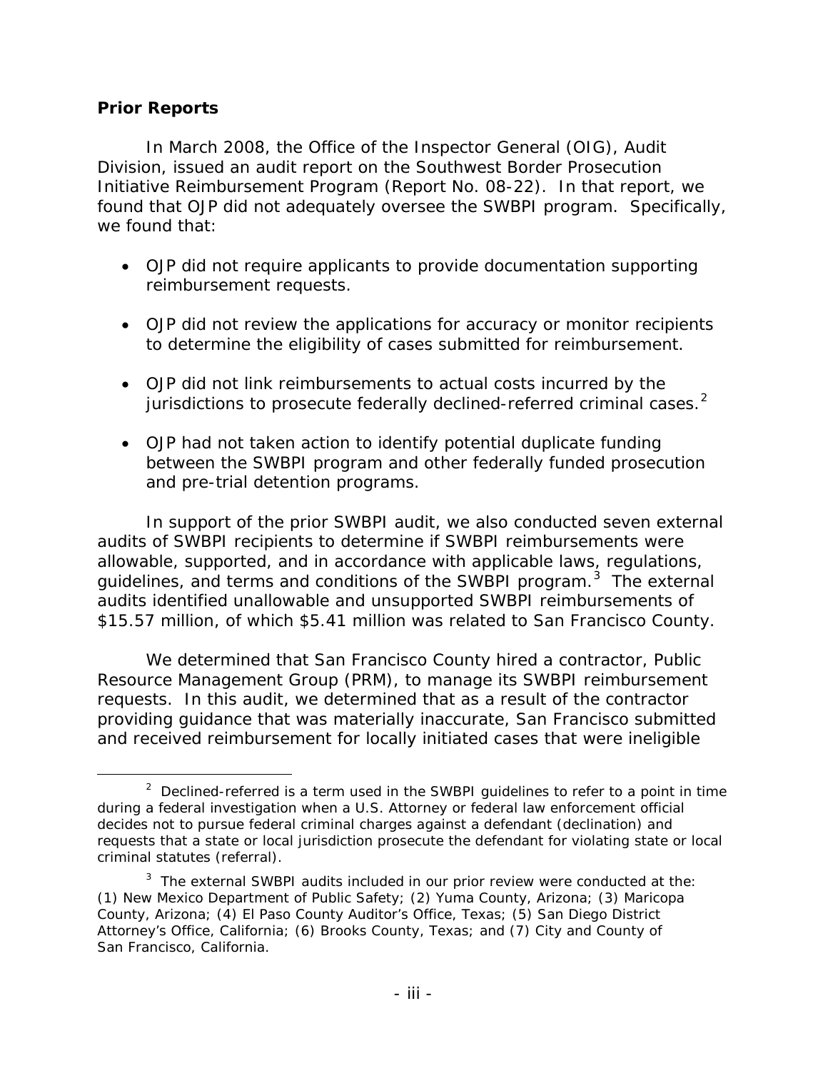**Prior Reports**

In March 2008, the Office of the Inspector General (OIG), Audit Division, issued an audit report on the Southwest Border Prosecution Initiative Reimbursement Program (Report No. 08-22). In that report, we found that OJP did not adequately oversee the SWBPI program. Specifically, we found that:

- OJP did not require applicants to provide documentation supporting reimbursement requests.
- OJP did not review the applications for accuracy or monitor recipients to determine the eligibility of cases submitted for reimbursement.
- OJP did not link reimbursements to actual costs incurred by the jurisdictions to prosecute federally declined-referred criminal cases.[2]
- OJP had not taken action to identify potential duplicate funding between the SWBPI program and other federally funded prosecution and pre-trial detention programs.

In support of the prior SWBPI audit, we also conducted seven external audits of SWBPI recipients to determine if SWBPI reimbursements were allowable, supported, and in accordance with applicable laws, regulations, guidelines, and terms and conditions of the SWBPI program.[3] The external audits identified unallowable and unsupported SWBPI reimbursements of $15.57 million, of which $5.41 million was related to San Francisco County.

We determined that San Francisco County hired a contractor, Public Resource Management Group (PRM), to manage its SWBPI reimbursement requests. In this audit, we determined that as a result of the contractor providing guidance that was materially inaccurate, San Francisco submitted and received reimbursement for locally initiated cases that were ineligible

[2] Declined-referred is a term used in the SWBPI guidelines to refer to a point in time during a federal investigation when a U.S. Attorney or federal law enforcement official decides not to pursue federal criminal charges against a defendant (declination) and requests that a state or local jurisdiction prosecute the defendant for violating state or local criminal statutes (referral).

[3] The external SWBPI audits included in our prior review were conducted at the: (1) New Mexico Department of Public Safety; (2) Yuma County, Arizona; (3) Maricopa County, Arizona; (4) El Paso County Auditor's Office, Texas; (5) San Diego District Attorney's Office, California; (6) Brooks County, Texas; and (7) City and County of San Francisco, California.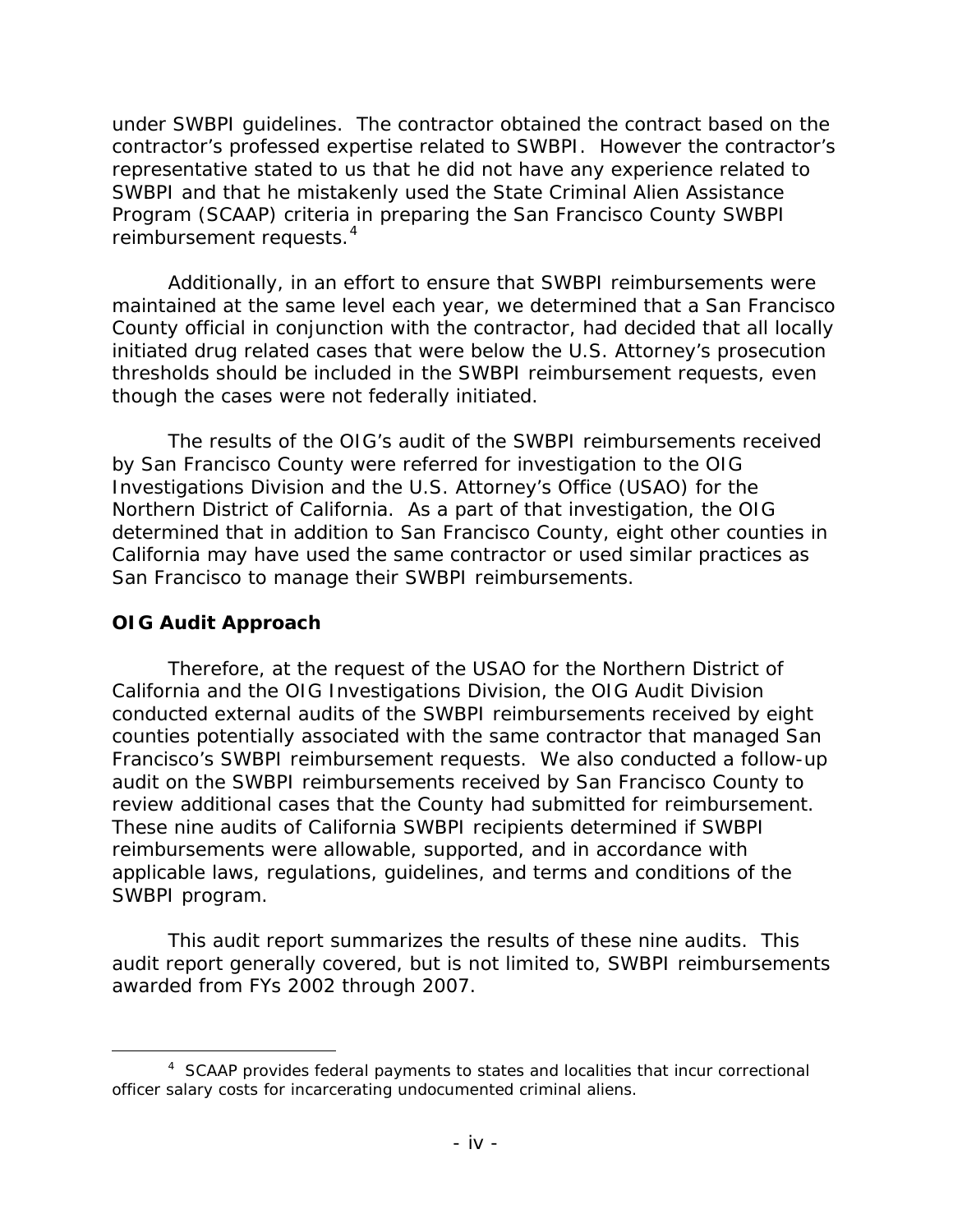under SWBPI guidelines. The contractor obtained the contract based on the contractor's professed expertise related to SWBPI. However the contractor's representative stated to us that he did not have any experience related to SWBPI and that he mistakenly used the State Criminal Alien Assistance Program (SCAAP) criteria in preparing the San Francisco County SWBPI reimbursement requests.[4]

Additionally, in an effort to ensure that SWBPI reimbursements were maintained at the same level each year, we determined that a San Francisco County official in conjunction with the contractor, had decided that all locally initiated drug related cases that were below the U.S. Attorney's prosecution thresholds should be included in the SWBPI reimbursement requests, even though the cases were not federally initiated.

The results of the OIG's audit of the SWBPI reimbursements received by San Francisco County were referred for investigation to the OIG Investigations Division and the U.S. Attorney's Office (USAO) for the Northern District of California. As a part of that investigation, the OIG determined that in addition to San Francisco County, eight other counties in California may have used the same contractor or used similar practices as San Francisco to manage their SWBPI reimbursements.

**OIG Audit Approach**

Therefore, at the request of the USAO for the Northern District of California and the OIG Investigations Division, the OIG Audit Division conducted external audits of the SWBPI reimbursements received by eight counties potentially associated with the same contractor that managed San Francisco's SWBPI reimbursement requests. We also conducted a follow-up audit on the SWBPI reimbursements received by San Francisco County to review additional cases that the County had submitted for reimbursement. These nine audits of California SWBPI recipients determined if SWBPI reimbursements were allowable, supported, and in accordance with applicable laws, regulations, guidelines, and terms and conditions of the SWBPI program.

This audit report summarizes the results of these nine audits. This audit report generally covered, but is not limited to, SWBPI reimbursements awarded from FYs 2002 through 2007.

[4] SCAAP provides federal payments to states and localities that incur correctional officer salary costs for incarcerating undocumented criminal aliens.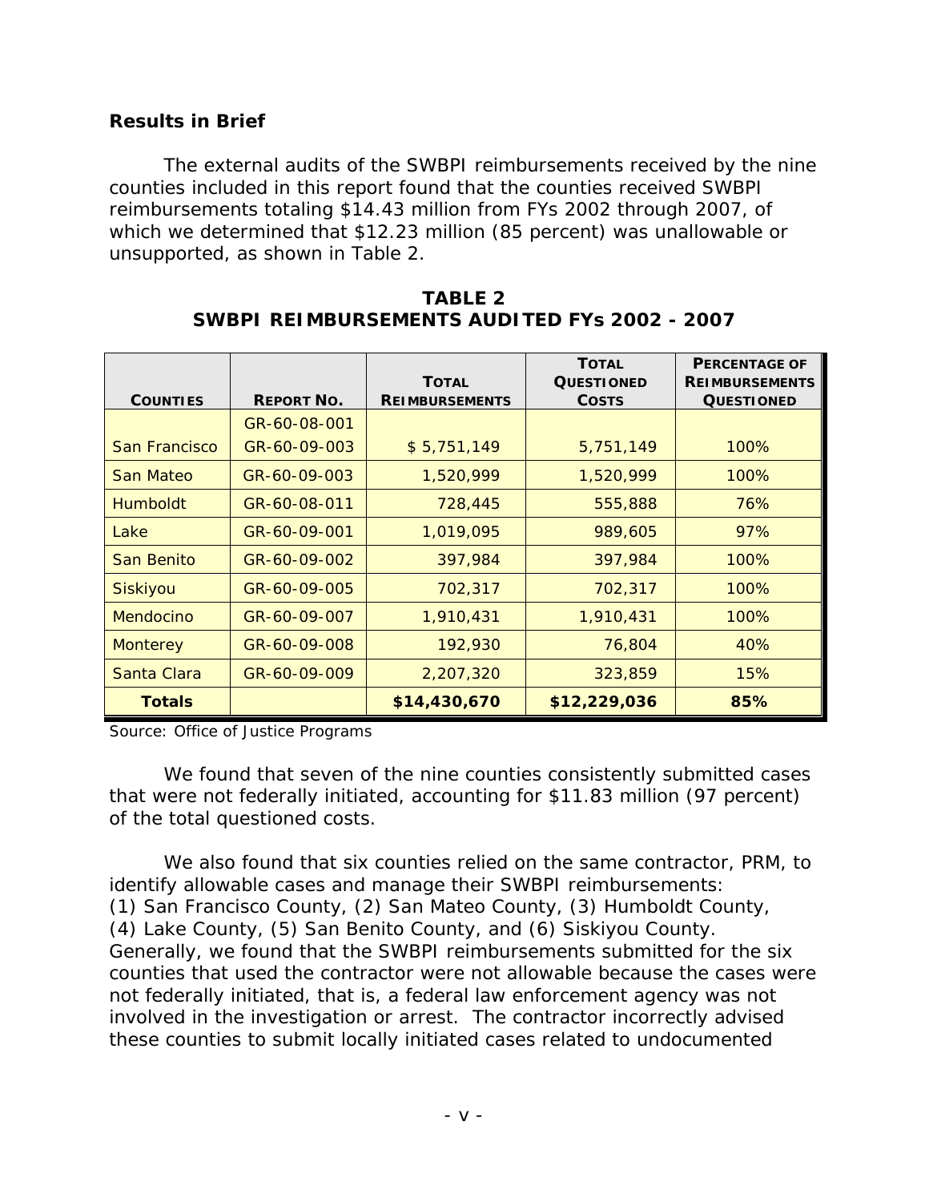### Results in Brief

The external audits of the SWBPI reimbursements received by the nine counties included in this report found that the counties received SWBPI reimbursements totaling $14.43 million from FYs 2002 through 2007, of which we determined that $12.23 million (85 percent) was unallowable or unsupported, as shown in Table 2.

**TABLE 2**
**SWBPI REIMBURSEMENTS AUDITED FYs 2002 - 2007**

| COUNTIES | REPORT NO. | TOTAL REIMBURSEMENTS | TOTAL QUESTIONED COSTS | PERCENTAGE OF REIMBURSEMENTS QUESTIONED |
|---|---|---|---|---|
| San Francisco | GR-60-08-001 GR-60-09-003 | $ 5,751,149 | 5,751,149 | 100% |
| San Mateo | GR-60-09-003 | 1,520,999 | 1,520,999 | 100% |
| Humboldt | GR-60-08-011 | 728,445 | 555,888 | 76% |
| Lake | GR-60-09-001 | 1,019,095 | 989,605 | 97% |
| San Benito | GR-60-09-002 | 397,984 | 397,984 | 100% |
| Siskiyou | GR-60-09-005 | 702,317 | 702,317 | 100% |
| Mendocino | GR-60-09-007 | 1,910,431 | 1,910,431 | 100% |
| Monterey | GR-60-09-008 | 192,930 | 76,804 | 40% |
| Santa Clara | GR-60-09-009 | 2,207,320 | 323,859 | 15% |
| **Totals** | | **$14,430,670** | **$12,229,036** | **85%** |

Source: Office of Justice Programs

We found that seven of the nine counties consistently submitted cases that were not federally initiated, accounting for $11.83 million (97 percent) of the total questioned costs.

We also found that six counties relied on the same contractor, PRM, to identify allowable cases and manage their SWBPI reimbursements: (1) San Francisco County, (2) San Mateo County, (3) Humboldt County, (4) Lake County, (5) San Benito County, and (6) Siskiyou County. Generally, we found that the SWBPI reimbursements submitted for the six counties that used the contractor were not allowable because the cases were not federally initiated, that is, a federal law enforcement agency was not involved in the investigation or arrest. The contractor incorrectly advised these counties to submit locally initiated cases related to undocumented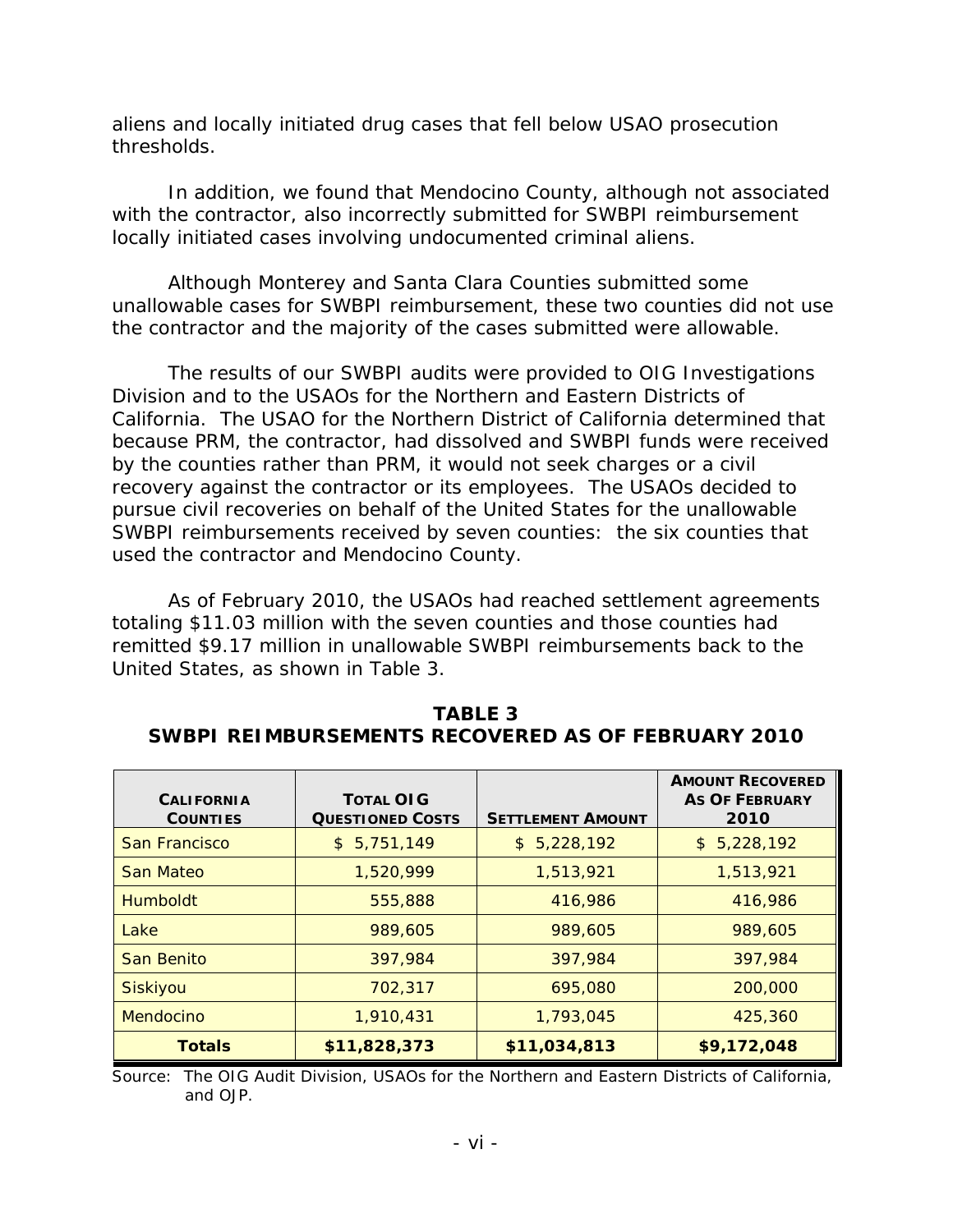aliens and locally initiated drug cases that fell below USAO prosecution thresholds.

In addition, we found that Mendocino County, although not associated with the contractor, also incorrectly submitted for SWBPI reimbursement locally initiated cases involving undocumented criminal aliens.

Although Monterey and Santa Clara Counties submitted some unallowable cases for SWBPI reimbursement, these two counties did not use the contractor and the majority of the cases submitted were allowable.

The results of our SWBPI audits were provided to OIG Investigations Division and to the USAOs for the Northern and Eastern Districts of California. The USAO for the Northern District of California determined that because PRM, the contractor, had dissolved and SWBPI funds were received by the counties rather than PRM, it would not seek charges or a civil recovery against the contractor or its employees. The USAOs decided to pursue civil recoveries on behalf of the United States for the unallowable SWBPI reimbursements received by seven counties: the six counties that used the contractor and Mendocino County.

As of February 2010, the USAOs had reached settlement agreements totaling \$11.03 million with the seven counties and those counties had remitted \$9.17 million in unallowable SWBPI reimbursements back to the United States, as shown in Table 3.

**TABLE 3**
**SWBPI REIMBURSEMENTS RECOVERED AS OF FEBRUARY 2010**

| CALIFORNIA COUNTIES | TOTAL OIG QUESTIONED COSTS | SETTLEMENT AMOUNT | AMOUNT RECOVERED AS OF FEBRUARY 2010 |
|---|---|---|---|
| San Francisco | \$ 5,751,149 | \$ 5,228,192 | \$ 5,228,192 |
| San Mateo | 1,520,999 | 1,513,921 | 1,513,921 |
| Humboldt | 555,888 | 416,986 | 416,986 |
| Lake | 989,605 | 989,605 | 989,605 |
| San Benito | 397,984 | 397,984 | 397,984 |
| Siskiyou | 702,317 | 695,080 | 200,000 |
| Mendocino | 1,910,431 | 1,793,045 | 425,360 |
| **Totals** | **\$11,828,373** | **\$11,034,813** | **\$9,172,048** |

Source: The OIG Audit Division, USAOs for the Northern and Eastern Districts of California, and OJP.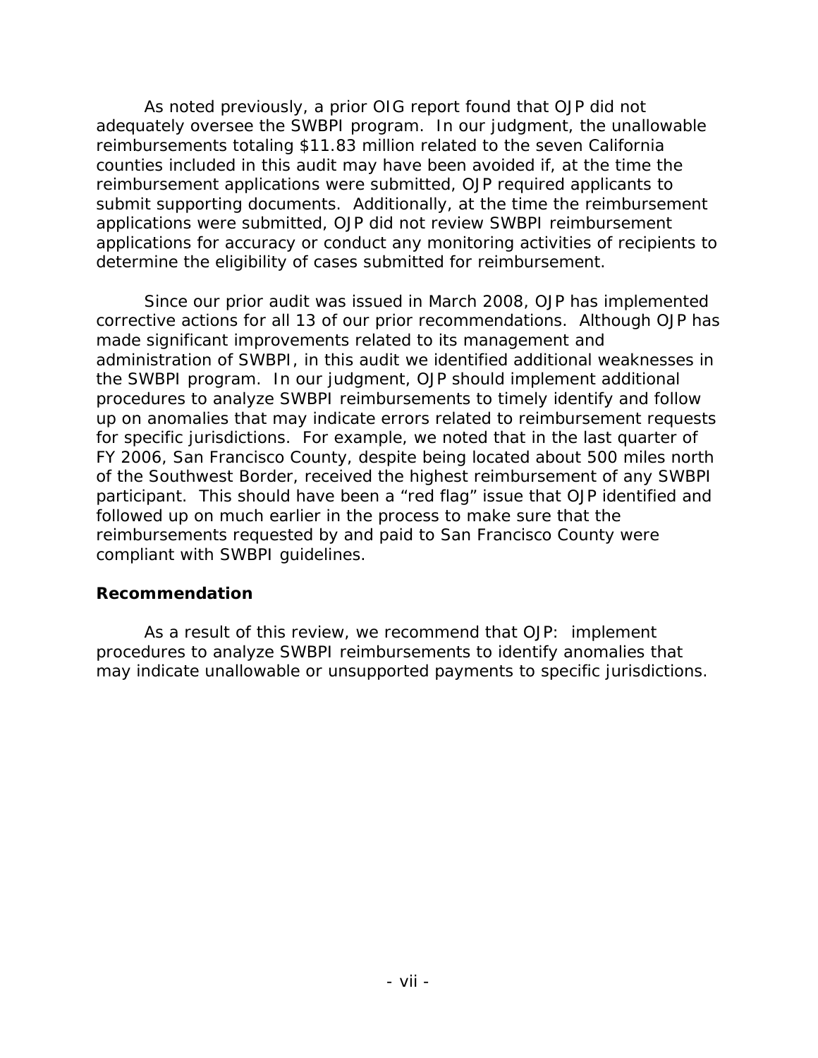As noted previously, a prior OIG report found that OJP did not adequately oversee the SWBPI program. In our judgment, the unallowable reimbursements totaling $11.83 million related to the seven California counties included in this audit may have been avoided if, at the time the reimbursement applications were submitted, OJP required applicants to submit supporting documents. Additionally, at the time the reimbursement applications were submitted, OJP did not review SWBPI reimbursement applications for accuracy or conduct any monitoring activities of recipients to determine the eligibility of cases submitted for reimbursement.

Since our prior audit was issued in March 2008, OJP has implemented corrective actions for all 13 of our prior recommendations. Although OJP has made significant improvements related to its management and administration of SWBPI, in this audit we identified additional weaknesses in the SWBPI program. In our judgment, OJP should implement additional procedures to analyze SWBPI reimbursements to timely identify and follow up on anomalies that may indicate errors related to reimbursement requests for specific jurisdictions. For example, we noted that in the last quarter of FY 2006, San Francisco County, despite being located about 500 miles north of the Southwest Border, received the highest reimbursement of any SWBPI participant. This should have been a "red flag" issue that OJP identified and followed up on much earlier in the process to make sure that the reimbursements requested by and paid to San Francisco County were compliant with SWBPI guidelines.

## Recommendation

As a result of this review, we recommend that OJP: implement procedures to analyze SWBPI reimbursements to identify anomalies that may indicate unallowable or unsupported payments to specific jurisdictions.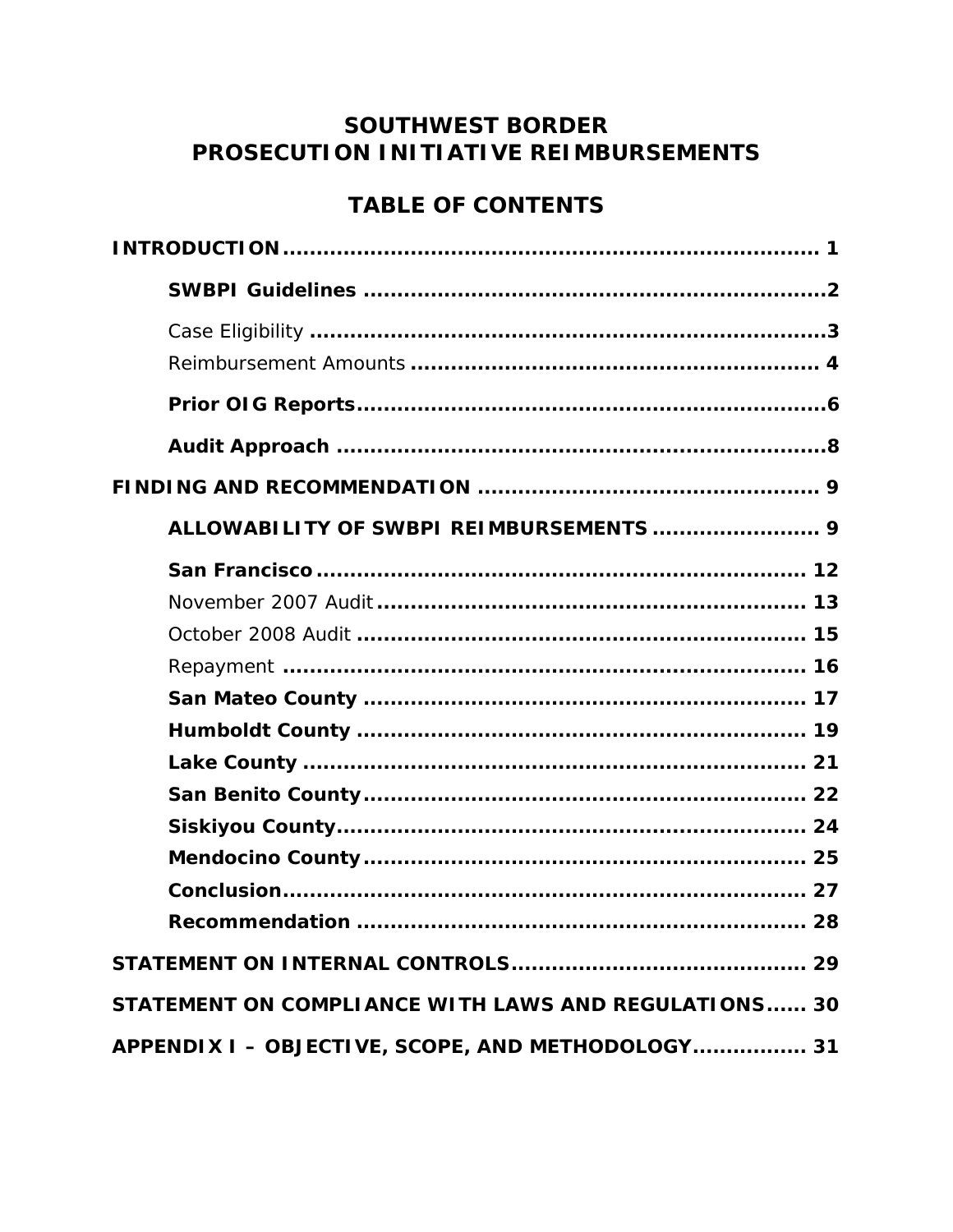# SOUTHWEST BORDER PROSECUTION INITIATIVE REIMBURSEMENTS

## TABLE OF CONTENTS

**INTRODUCTION**........................................................................ 1

- **SWBPI Guidelines** ...................................................................2
  - Case Eligibility ..........................................................................3
  - Reimbursement Amounts ........................................................... 4
- **Prior OIG Reports**.....................................................................6
- **Audit Approach** ........................................................................8

**FINDING AND RECOMMENDATION** .................................................. 9

- **ALLOWABILITY OF SWBPI REIMBURSEMENTS** ......................... 9
- **San Francisco** ......................................................................... 12
  - November 2007 Audit ............................................................... 13
  - October 2008 Audit .................................................................. 15
  - Repayment .............................................................................. 16
- **San Mateo County** ................................................................. 17
- **Humboldt County** .................................................................. 19
- **Lake County** .......................................................................... 21
- **San Benito County** ................................................................. 22
- **Siskiyou County** ..................................................................... 24
- **Mendocino County** ................................................................. 25
- **Conclusion** ............................................................................. 27
- **Recommendation** .................................................................. 28

**STATEMENT ON INTERNAL CONTROLS**............................................ 29

**STATEMENT ON COMPLIANCE WITH LAWS AND REGULATIONS**...... 30

**APPENDIX I – OBJECTIVE, SCOPE, AND METHODOLOGY**................ 31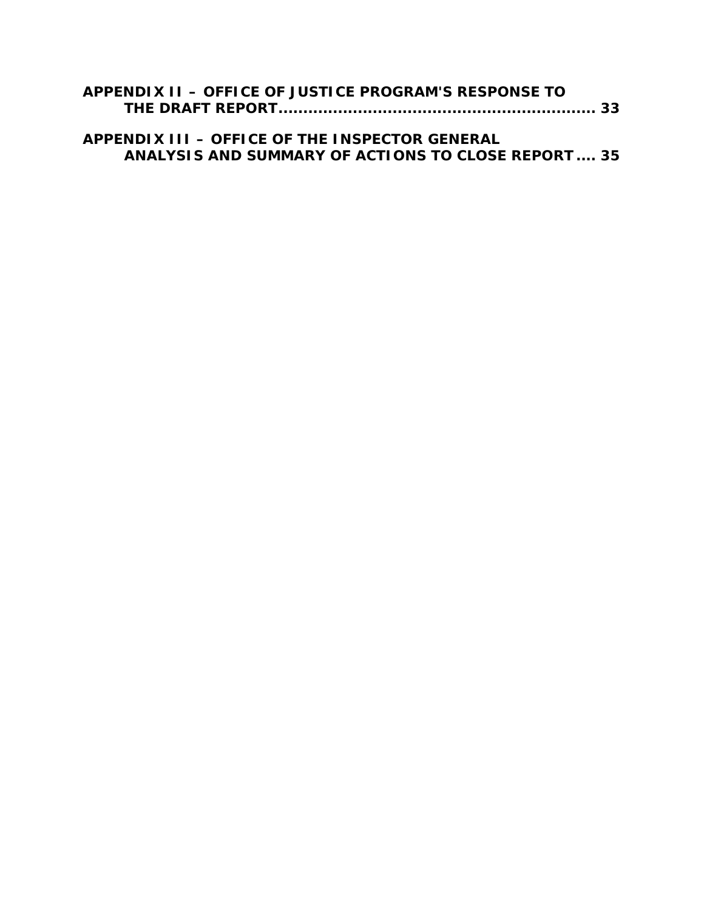**APPENDIX II – OFFICE OF JUSTICE PROGRAM'S RESPONSE TO THE DRAFT REPORT................................................................ 33**

**APPENDIX III – OFFICE OF THE INSPECTOR GENERAL ANALYSIS AND SUMMARY OF ACTIONS TO CLOSE REPORT.... 35**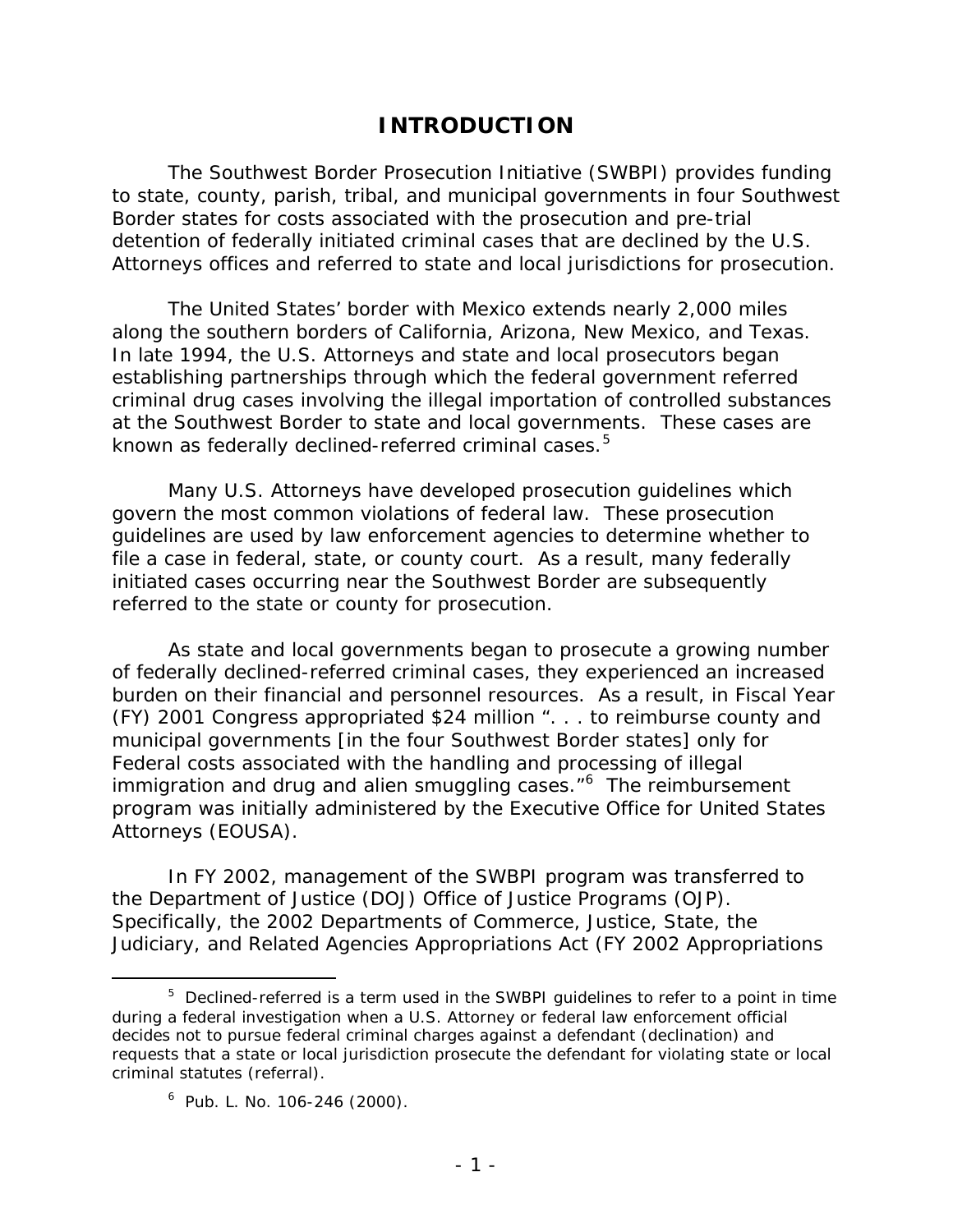# INTRODUCTION

The Southwest Border Prosecution Initiative (SWBPI) provides funding to state, county, parish, tribal, and municipal governments in four Southwest Border states for costs associated with the prosecution and pre-trial detention of federally initiated criminal cases that are declined by the U.S. Attorneys offices and referred to state and local jurisdictions for prosecution.

The United States' border with Mexico extends nearly 2,000 miles along the southern borders of California, Arizona, New Mexico, and Texas. In late 1994, the U.S. Attorneys and state and local prosecutors began establishing partnerships through which the federal government referred criminal drug cases involving the illegal importation of controlled substances at the Southwest Border to state and local governments. These cases are known as federally declined-referred criminal cases.[5]

Many U.S. Attorneys have developed prosecution guidelines which govern the most common violations of federal law. These prosecution guidelines are used by law enforcement agencies to determine whether to file a case in federal, state, or county court. As a result, many federally initiated cases occurring near the Southwest Border are subsequently referred to the state or county for prosecution.

As state and local governments began to prosecute a growing number of federally declined-referred criminal cases, they experienced an increased burden on their financial and personnel resources. As a result, in Fiscal Year (FY) 2001 Congress appropriated $24 million ". . . to reimburse county and municipal governments [in the four Southwest Border states] only for Federal costs associated with the handling and processing of illegal immigration and drug and alien smuggling cases."[6] The reimbursement program was initially administered by the Executive Office for United States Attorneys (EOUSA).

In FY 2002, management of the SWBPI program was transferred to the Department of Justice (DOJ) Office of Justice Programs (OJP). Specifically, the 2002 Departments of Commerce, Justice, State, the Judiciary, and Related Agencies Appropriations Act (FY 2002 Appropriations

---

[5] Declined-referred is a term used in the SWBPI guidelines to refer to a point in time during a federal investigation when a U.S. Attorney or federal law enforcement official decides not to pursue federal criminal charges against a defendant (declination) and requests that a state or local jurisdiction prosecute the defendant for violating state or local criminal statutes (referral).

[6] Pub. L. No. 106-246 (2000).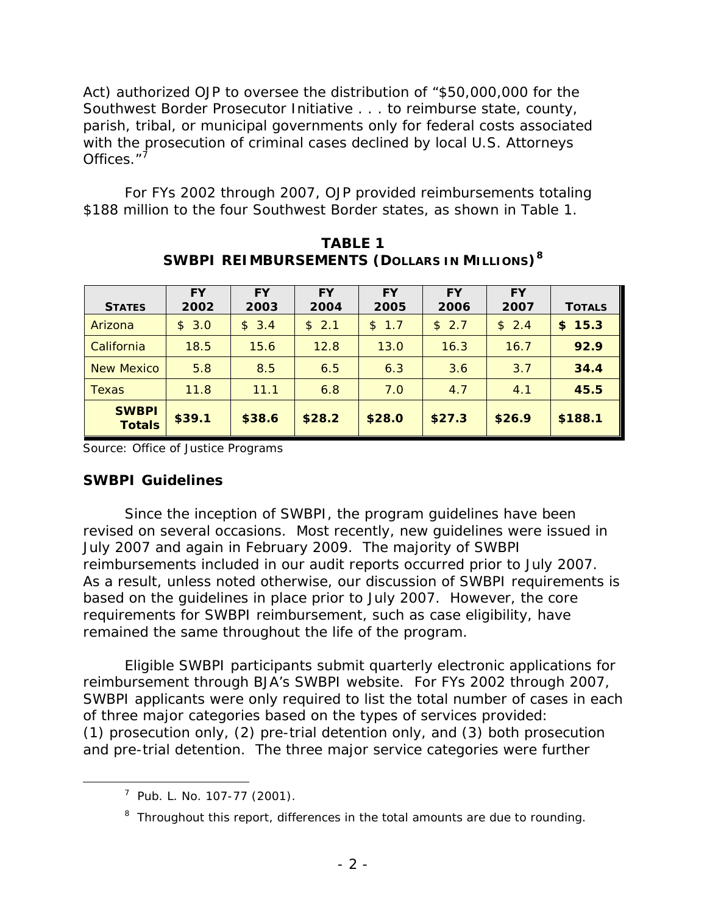Act) authorized OJP to oversee the distribution of "$50,000,000 for the Southwest Border Prosecutor Initiative . . . to reimburse state, county, parish, tribal, or municipal governments only for federal costs associated with the prosecution of criminal cases declined by local U.S. Attorneys Offices."[7]

For FYs 2002 through 2007, OJP provided reimbursements totaling $188 million to the four Southwest Border states, as shown in Table 1.

**TABLE 1**
**SWBPI REIMBURSEMENTS (DOLLARS IN MILLIONS)[8]**

| STATES | FY 2002 | FY 2003 | FY 2004 | FY 2005 | FY 2006 | FY 2007 | TOTALS |
|---|---|---|---|---|---|---|---|
| Arizona | $ 3.0 | $ 3.4 | $ 2.1 | $ 1.7 | $ 2.7 | $ 2.4 | **$ 15.3** |
| California | 18.5 | 15.6 | 12.8 | 13.0 | 16.3 | 16.7 | **92.9** |
| New Mexico | 5.8 | 8.5 | 6.5 | 6.3 | 3.6 | 3.7 | **34.4** |
| Texas | 11.8 | 11.1 | 6.8 | 7.0 | 4.7 | 4.1 | **45.5** |
| **SWBPI Totals** | **$39.1** | **$38.6** | **$28.2** | **$28.0** | **$27.3** | **$26.9** | **$188.1** |

Source: Office of Justice Programs

### SWBPI Guidelines

Since the inception of SWBPI, the program guidelines have been revised on several occasions. Most recently, new guidelines were issued in July 2007 and again in February 2009. The majority of SWBPI reimbursements included in our audit reports occurred prior to July 2007. As a result, unless noted otherwise, our discussion of SWBPI requirements is based on the guidelines in place prior to July 2007. However, the core requirements for SWBPI reimbursement, such as case eligibility, have remained the same throughout the life of the program.

Eligible SWBPI participants submit quarterly electronic applications for reimbursement through BJA's SWBPI website. For FYs 2002 through 2007, SWBPI applicants were only required to list the total number of cases in each of three major categories based on the types of services provided: (1) prosecution only, (2) pre-trial detention only, and (3) both prosecution and pre-trial detention. The three major service categories were further

[7] Pub. L. No. 107-77 (2001).

[8] Throughout this report, differences in the total amounts are due to rounding.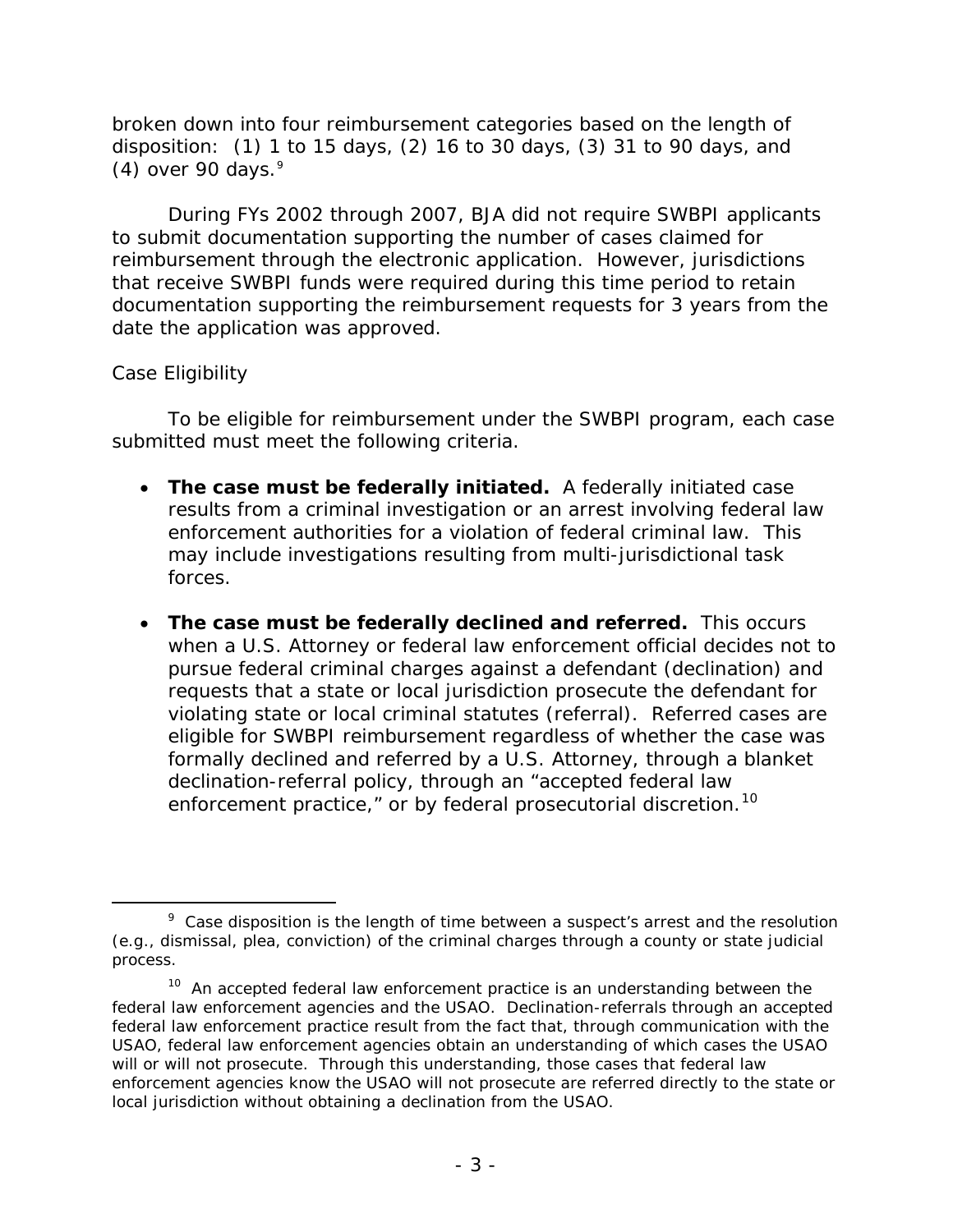broken down into four reimbursement categories based on the length of disposition: (1) 1 to 15 days, (2) 16 to 30 days, (3) 31 to 90 days, and (4) over 90 days.[9]

During FYs 2002 through 2007, BJA did not require SWBPI applicants to submit documentation supporting the number of cases claimed for reimbursement through the electronic application. However, jurisdictions that receive SWBPI funds were required during this time period to retain documentation supporting the reimbursement requests for 3 years from the date the application was approved.

Case Eligibility

To be eligible for reimbursement under the SWBPI program, each case submitted must meet the following criteria.

- **The case must be federally initiated.** A federally initiated case results from a criminal investigation or an arrest involving federal law enforcement authorities for a violation of federal criminal law. This may include investigations resulting from multi-jurisdictional task forces.
- **The case must be federally declined and referred.** This occurs when a U.S. Attorney or federal law enforcement official decides not to pursue federal criminal charges against a defendant (declination) and requests that a state or local jurisdiction prosecute the defendant for violating state or local criminal statutes (referral). Referred cases are eligible for SWBPI reimbursement regardless of whether the case was formally declined and referred by a U.S. Attorney, through a blanket declination-referral policy, through an "accepted federal law enforcement practice," or by federal prosecutorial discretion.[10]

[9] Case disposition is the length of time between a suspect's arrest and the resolution (e.g., dismissal, plea, conviction) of the criminal charges through a county or state judicial process.

[10] An accepted federal law enforcement practice is an understanding between the federal law enforcement agencies and the USAO. Declination-referrals through an accepted federal law enforcement practice result from the fact that, through communication with the USAO, federal law enforcement agencies obtain an understanding of which cases the USAO will or will not prosecute. Through this understanding, those cases that federal law enforcement agencies know the USAO will not prosecute are referred directly to the state or local jurisdiction without obtaining a declination from the USAO.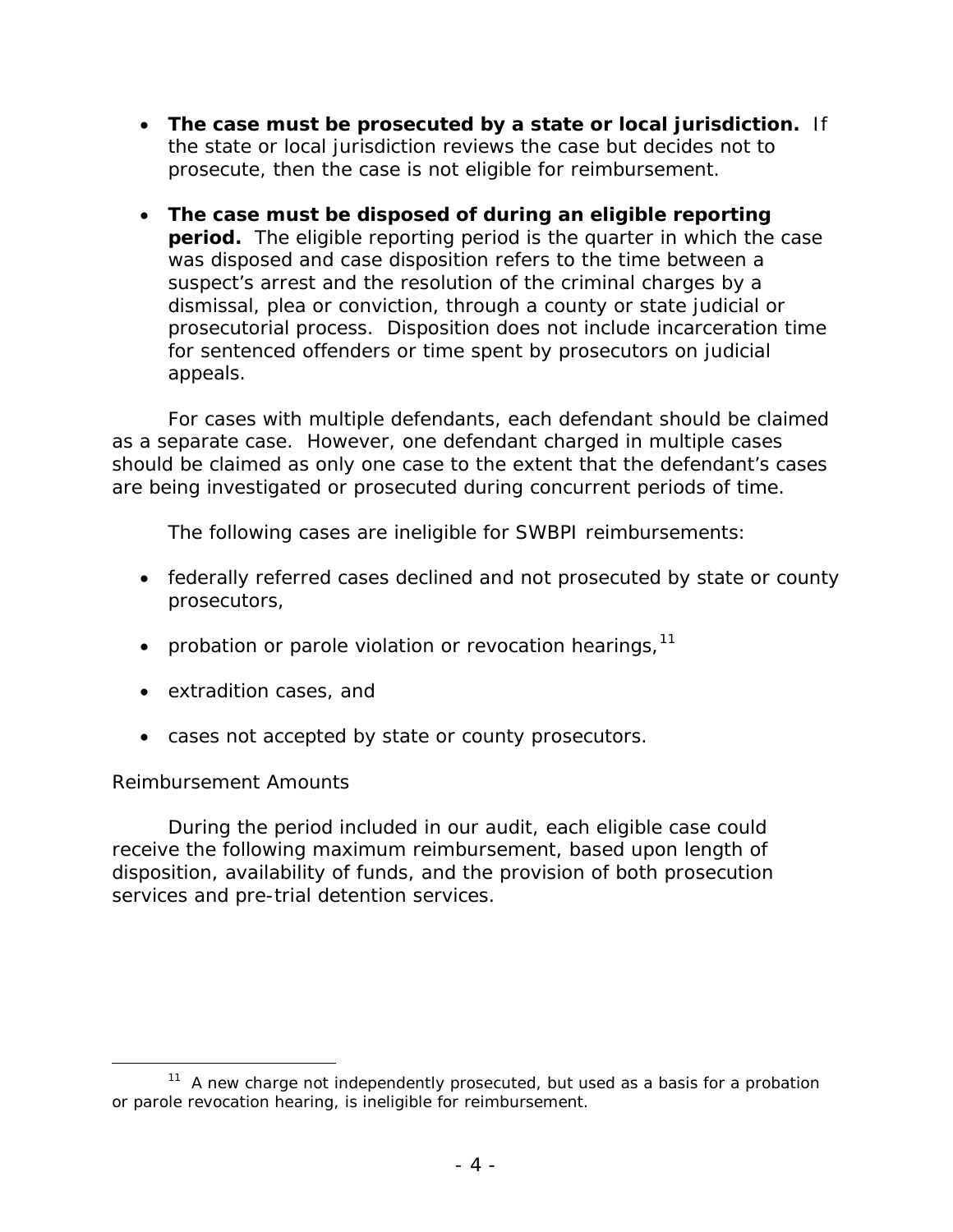- **The case must be prosecuted by a state or local jurisdiction.** If the state or local jurisdiction reviews the case but decides not to prosecute, then the case is not eligible for reimbursement.

- **The case must be disposed of during an eligible reporting period.** The eligible reporting period is the quarter in which the case was disposed and case disposition refers to the time between a suspect's arrest and the resolution of the criminal charges by a dismissal, plea or conviction, through a county or state judicial or prosecutorial process. Disposition does not include incarceration time for sentenced offenders or time spent by prosecutors on judicial appeals.

For cases with multiple defendants, each defendant should be claimed as a separate case. However, one defendant charged in multiple cases should be claimed as only one case to the extent that the defendant's cases are being investigated or prosecuted during concurrent periods of time.

The following cases are ineligible for SWBPI reimbursements:

- federally referred cases declined and not prosecuted by state or county prosecutors,

- probation or parole violation or revocation hearings,[11]

- extradition cases, and

- cases not accepted by state or county prosecutors.

Reimbursement Amounts

During the period included in our audit, each eligible case could receive the following maximum reimbursement, based upon length of disposition, availability of funds, and the provision of both prosecution services and pre-trial detention services.

[11] A new charge not independently prosecuted, but used as a basis for a probation or parole revocation hearing, is ineligible for reimbursement.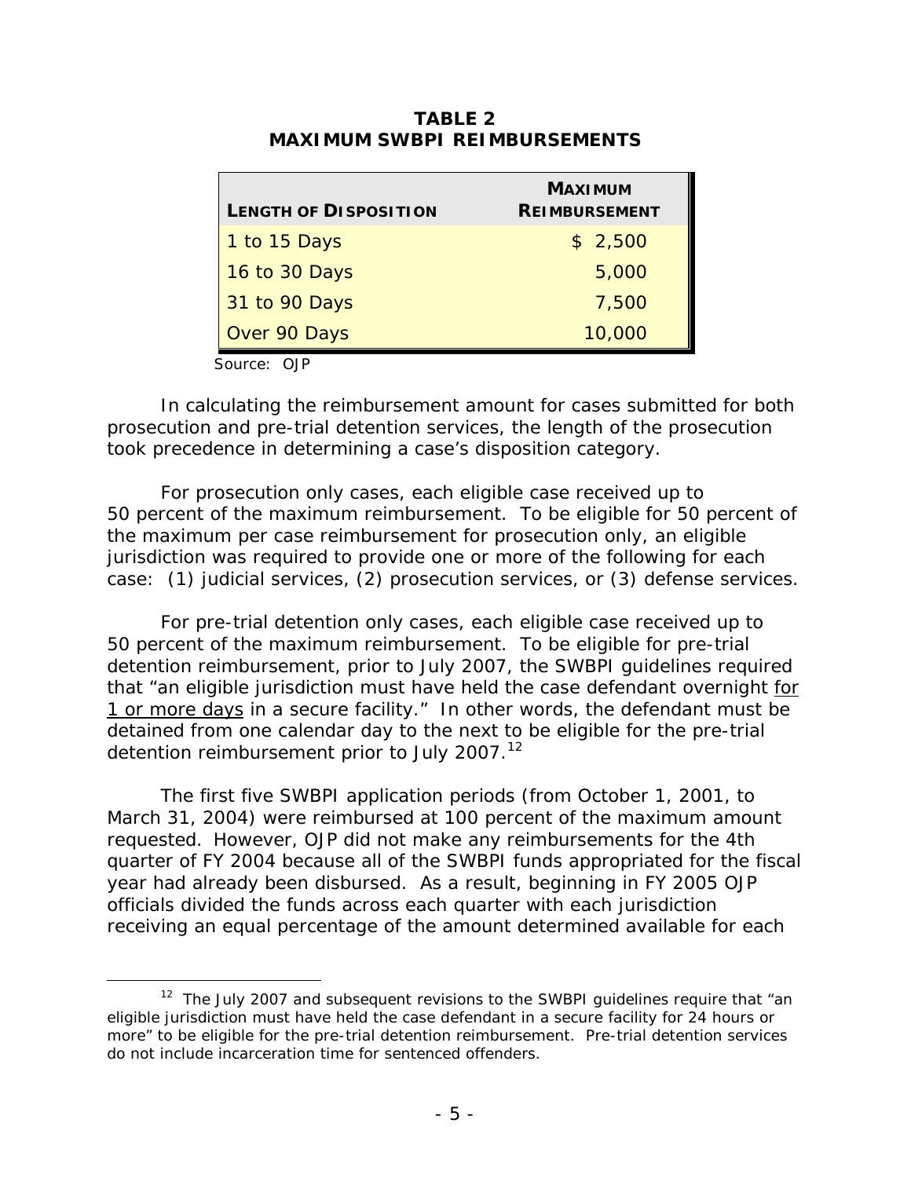**TABLE 2**
**MAXIMUM SWBPI REIMBURSEMENTS**

| LENGTH OF DISPOSITION | MAXIMUM REIMBURSEMENT |
|---|---|
| 1 to 15 Days | $ 2,500 |
| 16 to 30 Days | 5,000 |
| 31 to 90 Days | 7,500 |
| Over 90 Days | 10,000 |

Source: OJP

In calculating the reimbursement amount for cases submitted for both prosecution and pre-trial detention services, the length of the prosecution took precedence in determining a case's disposition category.

For prosecution only cases, each eligible case received up to 50 percent of the maximum reimbursement. To be eligible for 50 percent of the maximum per case reimbursement for prosecution only, an eligible jurisdiction was required to provide one or more of the following for each case: (1) judicial services, (2) prosecution services, or (3) defense services.

For pre-trial detention only cases, each eligible case received up to 50 percent of the maximum reimbursement. To be eligible for pre-trial detention reimbursement, prior to July 2007, the SWBPI guidelines required that "an eligible jurisdiction must have held the case defendant overnight for 1 or more days in a secure facility." In other words, the defendant must be detained from one calendar day to the next to be eligible for the pre-trial detention reimbursement prior to July 2007.[12]

The first five SWBPI application periods (from October 1, 2001, to March 31, 2004) were reimbursed at 100 percent of the maximum amount requested. However, OJP did not make any reimbursements for the 4th quarter of FY 2004 because all of the SWBPI funds appropriated for the fiscal year had already been disbursed. As a result, beginning in FY 2005 OJP officials divided the funds across each quarter with each jurisdiction receiving an equal percentage of the amount determined available for each

[12] The July 2007 and subsequent revisions to the SWBPI guidelines require that "an eligible jurisdiction must have held the case defendant in a secure facility for 24 hours or more" to be eligible for the pre-trial detention reimbursement. Pre-trial detention services do not include incarceration time for sentenced offenders.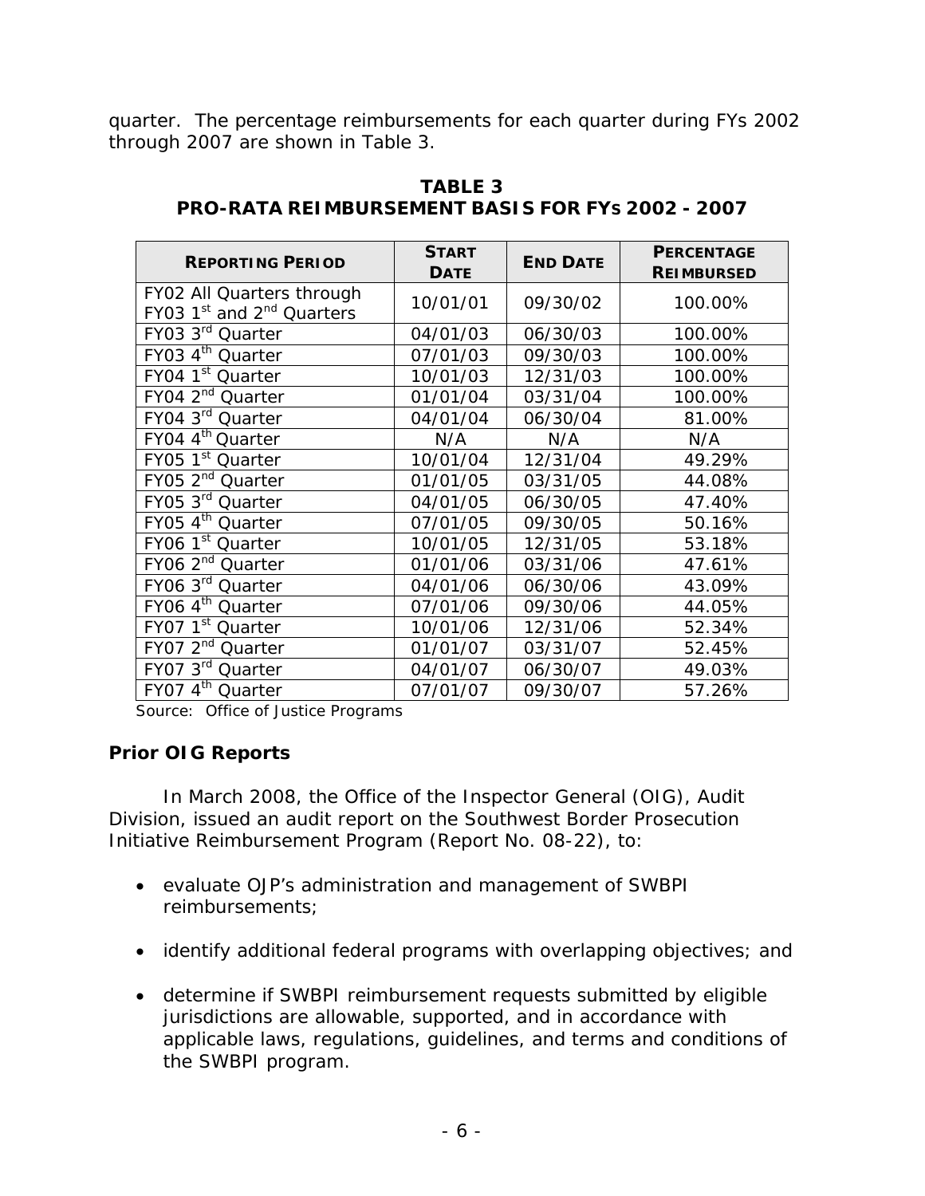quarter. The percentage reimbursements for each quarter during FYs 2002 through 2007 are shown in Table 3.

**TABLE 3**
**PRO-RATA REIMBURSEMENT BASIS FOR FYS 2002 - 2007**

| REPORTING PERIOD | START DATE | END DATE | PERCENTAGE REIMBURSED |
|---|---|---|---|
| FY02 All Quarters through FY03 1st and 2nd Quarters | 10/01/01 | 09/30/02 | 100.00% |
| FY03 3rd Quarter | 04/01/03 | 06/30/03 | 100.00% |
| FY03 4th Quarter | 07/01/03 | 09/30/03 | 100.00% |
| FY04 1st Quarter | 10/01/03 | 12/31/03 | 100.00% |
| FY04 2nd Quarter | 01/01/04 | 03/31/04 | 100.00% |
| FY04 3rd Quarter | 04/01/04 | 06/30/04 | 81.00% |
| FY04 4th Quarter | N/A | N/A | N/A |
| FY05 1st Quarter | 10/01/04 | 12/31/04 | 49.29% |
| FY05 2nd Quarter | 01/01/05 | 03/31/05 | 44.08% |
| FY05 3rd Quarter | 04/01/05 | 06/30/05 | 47.40% |
| FY05 4th Quarter | 07/01/05 | 09/30/05 | 50.16% |
| FY06 1st Quarter | 10/01/05 | 12/31/05 | 53.18% |
| FY06 2nd Quarter | 01/01/06 | 03/31/06 | 47.61% |
| FY06 3rd Quarter | 04/01/06 | 06/30/06 | 43.09% |
| FY06 4th Quarter | 07/01/06 | 09/30/06 | 44.05% |
| FY07 1st Quarter | 10/01/06 | 12/31/06 | 52.34% |
| FY07 2nd Quarter | 01/01/07 | 03/31/07 | 52.45% |
| FY07 3rd Quarter | 04/01/07 | 06/30/07 | 49.03% |
| FY07 4th Quarter | 07/01/07 | 09/30/07 | 57.26% |

Source: Office of Justice Programs

## Prior OIG Reports

In March 2008, the Office of the Inspector General (OIG), Audit Division, issued an audit report on the Southwest Border Prosecution Initiative Reimbursement Program (Report No. 08-22), to:

- evaluate OJP's administration and management of SWBPI reimbursements;
- identify additional federal programs with overlapping objectives; and
- determine if SWBPI reimbursement requests submitted by eligible jurisdictions are allowable, supported, and in accordance with applicable laws, regulations, guidelines, and terms and conditions of the SWBPI program.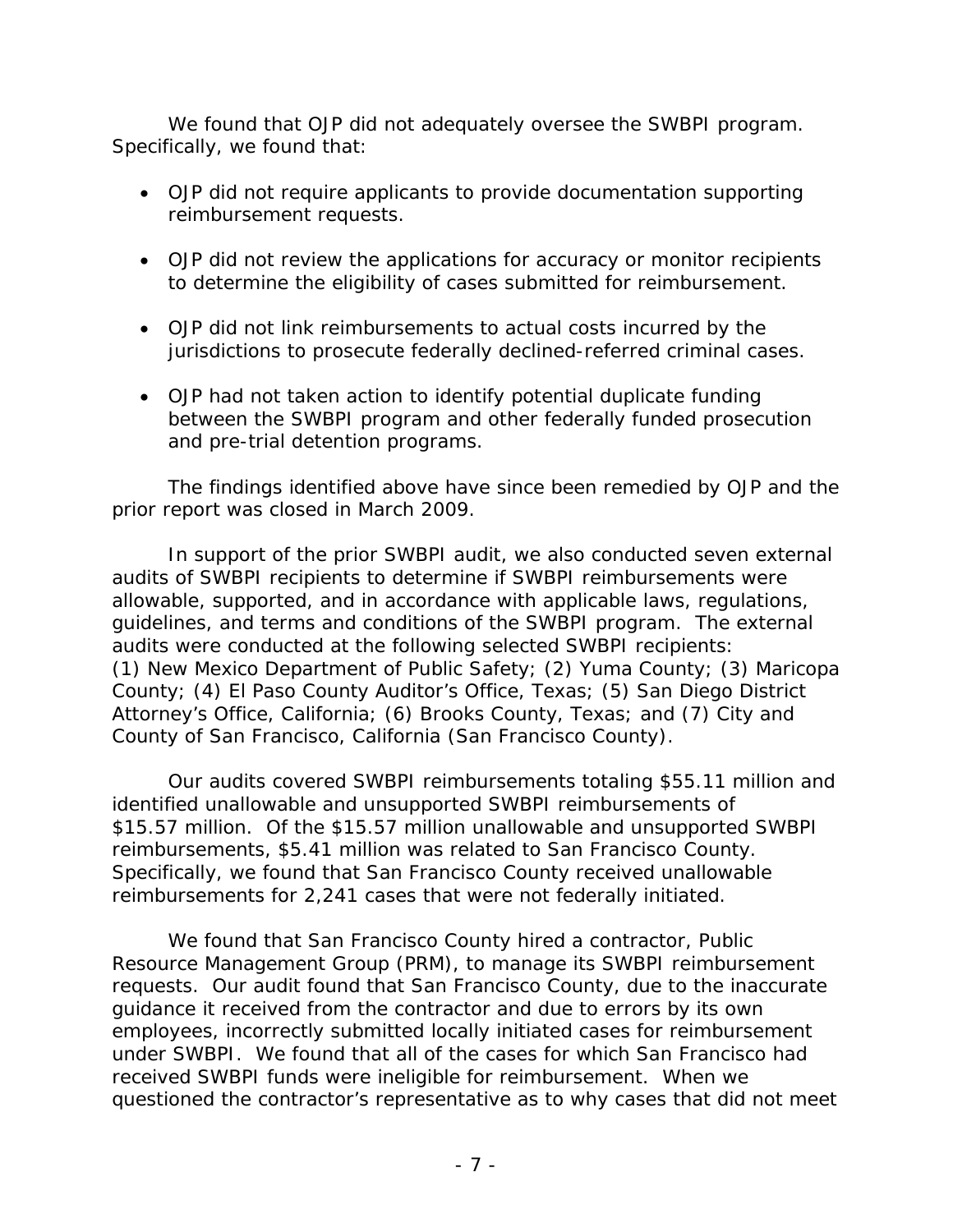We found that OJP did not adequately oversee the SWBPI program. Specifically, we found that:

- OJP did not require applicants to provide documentation supporting reimbursement requests.
- OJP did not review the applications for accuracy or monitor recipients to determine the eligibility of cases submitted for reimbursement.
- OJP did not link reimbursements to actual costs incurred by the jurisdictions to prosecute federally declined-referred criminal cases.
- OJP had not taken action to identify potential duplicate funding between the SWBPI program and other federally funded prosecution and pre-trial detention programs.

The findings identified above have since been remedied by OJP and the prior report was closed in March 2009.

In support of the prior SWBPI audit, we also conducted seven external audits of SWBPI recipients to determine if SWBPI reimbursements were allowable, supported, and in accordance with applicable laws, regulations, guidelines, and terms and conditions of the SWBPI program. The external audits were conducted at the following selected SWBPI recipients: (1) New Mexico Department of Public Safety; (2) Yuma County; (3) Maricopa County; (4) El Paso County Auditor's Office, Texas; (5) San Diego District Attorney's Office, California; (6) Brooks County, Texas; and (7) City and County of San Francisco, California (San Francisco County).

Our audits covered SWBPI reimbursements totaling $55.11 million and identified unallowable and unsupported SWBPI reimbursements of $15.57 million. Of the $15.57 million unallowable and unsupported SWBPI reimbursements, $5.41 million was related to San Francisco County. Specifically, we found that San Francisco County received unallowable reimbursements for 2,241 cases that were not federally initiated.

We found that San Francisco County hired a contractor, Public Resource Management Group (PRM), to manage its SWBPI reimbursement requests. Our audit found that San Francisco County, due to the inaccurate guidance it received from the contractor and due to errors by its own employees, incorrectly submitted locally initiated cases for reimbursement under SWBPI. We found that all of the cases for which San Francisco had received SWBPI funds were ineligible for reimbursement. When we questioned the contractor's representative as to why cases that did not meet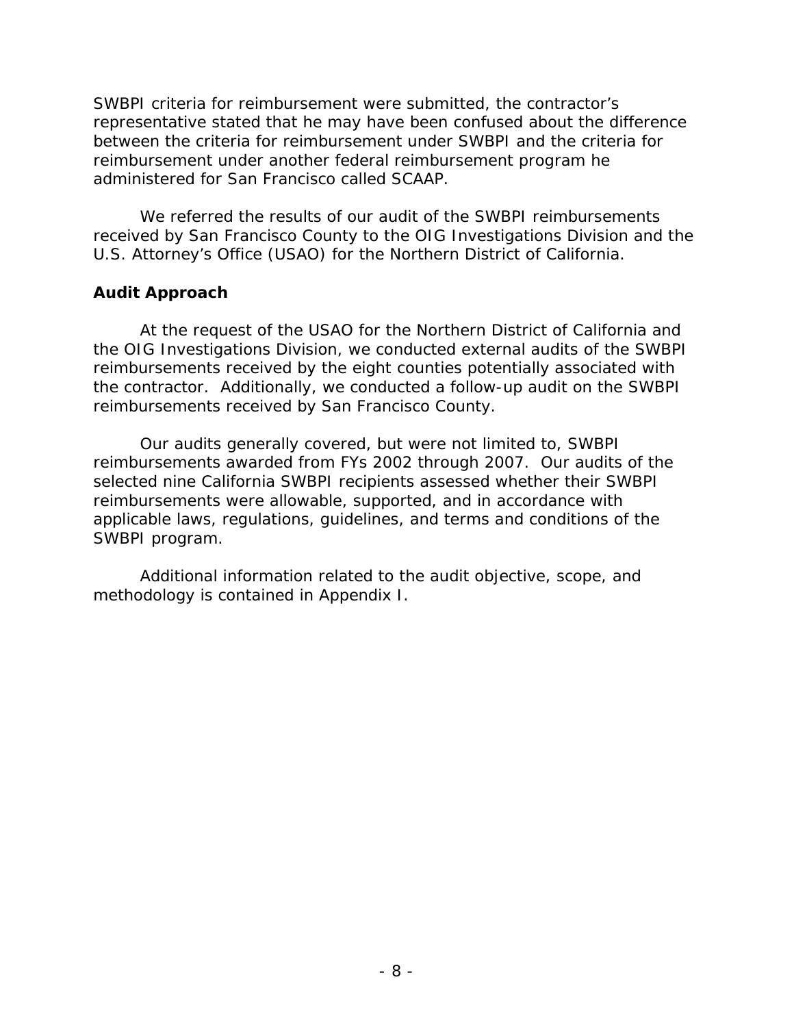SWBPI criteria for reimbursement were submitted, the contractor's representative stated that he may have been confused about the difference between the criteria for reimbursement under SWBPI and the criteria for reimbursement under another federal reimbursement program he administered for San Francisco called SCAAP.

We referred the results of our audit of the SWBPI reimbursements received by San Francisco County to the OIG Investigations Division and the U.S. Attorney's Office (USAO) for the Northern District of California.

## Audit Approach

At the request of the USAO for the Northern District of California and the OIG Investigations Division, we conducted external audits of the SWBPI reimbursements received by the eight counties potentially associated with the contractor. Additionally, we conducted a follow-up audit on the SWBPI reimbursements received by San Francisco County.

Our audits generally covered, but were not limited to, SWBPI reimbursements awarded from FYs 2002 through 2007. Our audits of the selected nine California SWBPI recipients assessed whether their SWBPI reimbursements were allowable, supported, and in accordance with applicable laws, regulations, guidelines, and terms and conditions of the SWBPI program.

Additional information related to the audit objective, scope, and methodology is contained in Appendix I.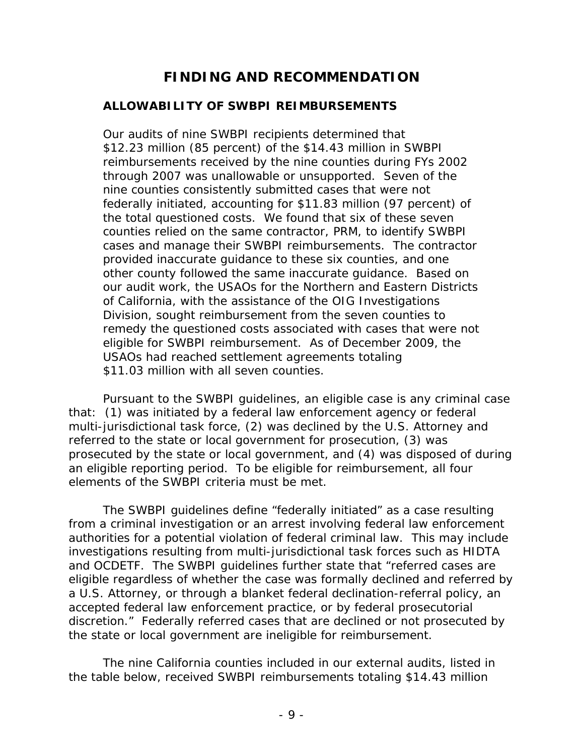# FINDING AND RECOMMENDATION

## ALLOWABILITY OF SWBPI REIMBURSEMENTS

Our audits of nine SWBPI recipients determined that $12.23 million (85 percent) of the $14.43 million in SWBPI reimbursements received by the nine counties during FYs 2002 through 2007 was unallowable or unsupported. Seven of the nine counties consistently submitted cases that were not federally initiated, accounting for $11.83 million (97 percent) of the total questioned costs. We found that six of these seven counties relied on the same contractor, PRM, to identify SWBPI cases and manage their SWBPI reimbursements. The contractor provided inaccurate guidance to these six counties, and one other county followed the same inaccurate guidance. Based on our audit work, the USAOs for the Northern and Eastern Districts of California, with the assistance of the OIG Investigations Division, sought reimbursement from the seven counties to remedy the questioned costs associated with cases that were not eligible for SWBPI reimbursement. As of December 2009, the USAOs had reached settlement agreements totaling $11.03 million with all seven counties.

Pursuant to the SWBPI guidelines, an eligible case is any criminal case that: (1) was initiated by a federal law enforcement agency or federal multi-jurisdictional task force, (2) was declined by the U.S. Attorney and referred to the state or local government for prosecution, (3) was prosecuted by the state or local government, and (4) was disposed of during an eligible reporting period. To be eligible for reimbursement, all four elements of the SWBPI criteria must be met.

The SWBPI guidelines define "federally initiated" as a case resulting from a criminal investigation or an arrest involving federal law enforcement authorities for a potential violation of federal criminal law. This may include investigations resulting from multi-jurisdictional task forces such as HIDTA and OCDETF. The SWBPI guidelines further state that "referred cases are eligible regardless of whether the case was formally declined and referred by a U.S. Attorney, or through a blanket federal declination-referral policy, an accepted federal law enforcement practice, or by federal prosecutorial discretion." Federally referred cases that are declined or not prosecuted by the state or local government are ineligible for reimbursement.

The nine California counties included in our external audits, listed in the table below, received SWBPI reimbursements totaling $14.43 million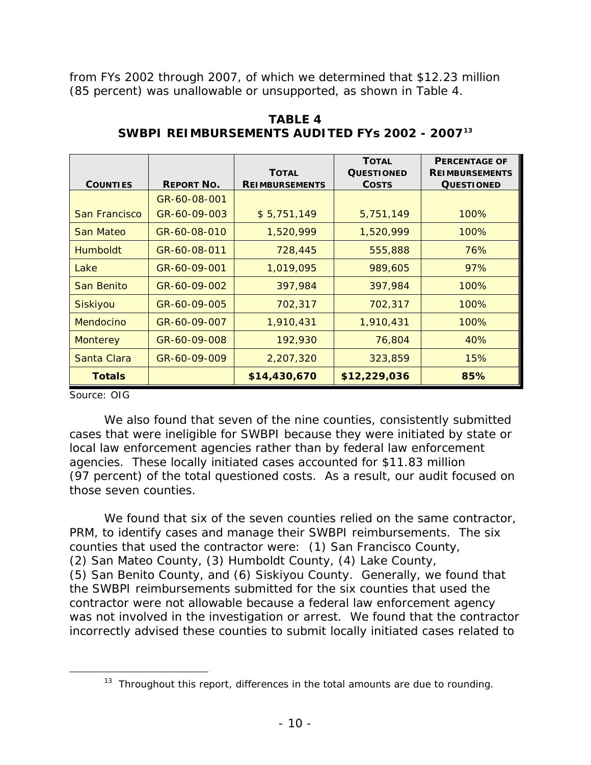from FYs 2002 through 2007, of which we determined that $12.23 million (85 percent) was unallowable or unsupported, as shown in Table 4.

**TABLE 4**
**SWBPI REIMBURSEMENTS AUDITED FYs 2002 - 2007**[13]

| COUNTIES | REPORT NO. | TOTAL REIMBURSEMENTS | TOTAL QUESTIONED COSTS | PERCENTAGE OF REIMBURSEMENTS QUESTIONED |
|---|---|---|---|---|
| San Francisco | GR-60-08-001 GR-60-09-003 | $ 5,751,149 | 5,751,149 | 100% |
| San Mateo | GR-60-08-010 | 1,520,999 | 1,520,999 | 100% |
| Humboldt | GR-60-08-011 | 728,445 | 555,888 | 76% |
| Lake | GR-60-09-001 | 1,019,095 | 989,605 | 97% |
| San Benito | GR-60-09-002 | 397,984 | 397,984 | 100% |
| Siskiyou | GR-60-09-005 | 702,317 | 702,317 | 100% |
| Mendocino | GR-60-09-007 | 1,910,431 | 1,910,431 | 100% |
| Monterey | GR-60-09-008 | 192,930 | 76,804 | 40% |
| Santa Clara | GR-60-09-009 | 2,207,320 | 323,859 | 15% |
| **Totals** | | **$14,430,670** | **$12,229,036** | **85%** |

Source: OIG

We also found that seven of the nine counties, consistently submitted cases that were ineligible for SWBPI because they were initiated by state or local law enforcement agencies rather than by federal law enforcement agencies. These locally initiated cases accounted for $11.83 million (97 percent) of the total questioned costs. As a result, our audit focused on those seven counties.

We found that six of the seven counties relied on the same contractor, PRM, to identify cases and manage their SWBPI reimbursements. The six counties that used the contractor were: (1) San Francisco County, (2) San Mateo County, (3) Humboldt County, (4) Lake County, (5) San Benito County, and (6) Siskiyou County. Generally, we found that the SWBPI reimbursements submitted for the six counties that used the contractor were not allowable because a federal law enforcement agency was not involved in the investigation or arrest. We found that the contractor incorrectly advised these counties to submit locally initiated cases related to

[13] Throughout this report, differences in the total amounts are due to rounding.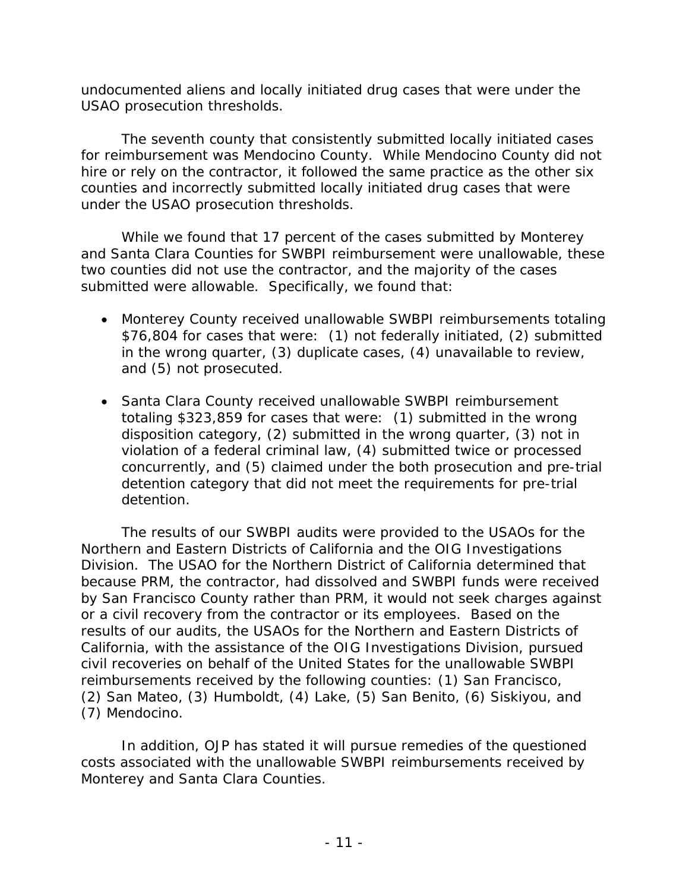undocumented aliens and locally initiated drug cases that were under the USAO prosecution thresholds.

The seventh county that consistently submitted locally initiated cases for reimbursement was Mendocino County. While Mendocino County did not hire or rely on the contractor, it followed the same practice as the other six counties and incorrectly submitted locally initiated drug cases that were under the USAO prosecution thresholds.

While we found that 17 percent of the cases submitted by Monterey and Santa Clara Counties for SWBPI reimbursement were unallowable, these two counties did not use the contractor, and the majority of the cases submitted were allowable. Specifically, we found that:

- Monterey County received unallowable SWBPI reimbursements totaling $76,804 for cases that were: (1) not federally initiated, (2) submitted in the wrong quarter, (3) duplicate cases, (4) unavailable to review, and (5) not prosecuted.
- Santa Clara County received unallowable SWBPI reimbursement totaling $323,859 for cases that were: (1) submitted in the wrong disposition category, (2) submitted in the wrong quarter, (3) not in violation of a federal criminal law, (4) submitted twice or processed concurrently, and (5) claimed under the both prosecution and pre-trial detention category that did not meet the requirements for pre-trial detention.

The results of our SWBPI audits were provided to the USAOs for the Northern and Eastern Districts of California and the OIG Investigations Division. The USAO for the Northern District of California determined that because PRM, the contractor, had dissolved and SWBPI funds were received by San Francisco County rather than PRM, it would not seek charges against or a civil recovery from the contractor or its employees. Based on the results of our audits, the USAOs for the Northern and Eastern Districts of California, with the assistance of the OIG Investigations Division, pursued civil recoveries on behalf of the United States for the unallowable SWBPI reimbursements received by the following counties: (1) San Francisco, (2) San Mateo, (3) Humboldt, (4) Lake, (5) San Benito, (6) Siskiyou, and (7) Mendocino.

In addition, OJP has stated it will pursue remedies of the questioned costs associated with the unallowable SWBPI reimbursements received by Monterey and Santa Clara Counties.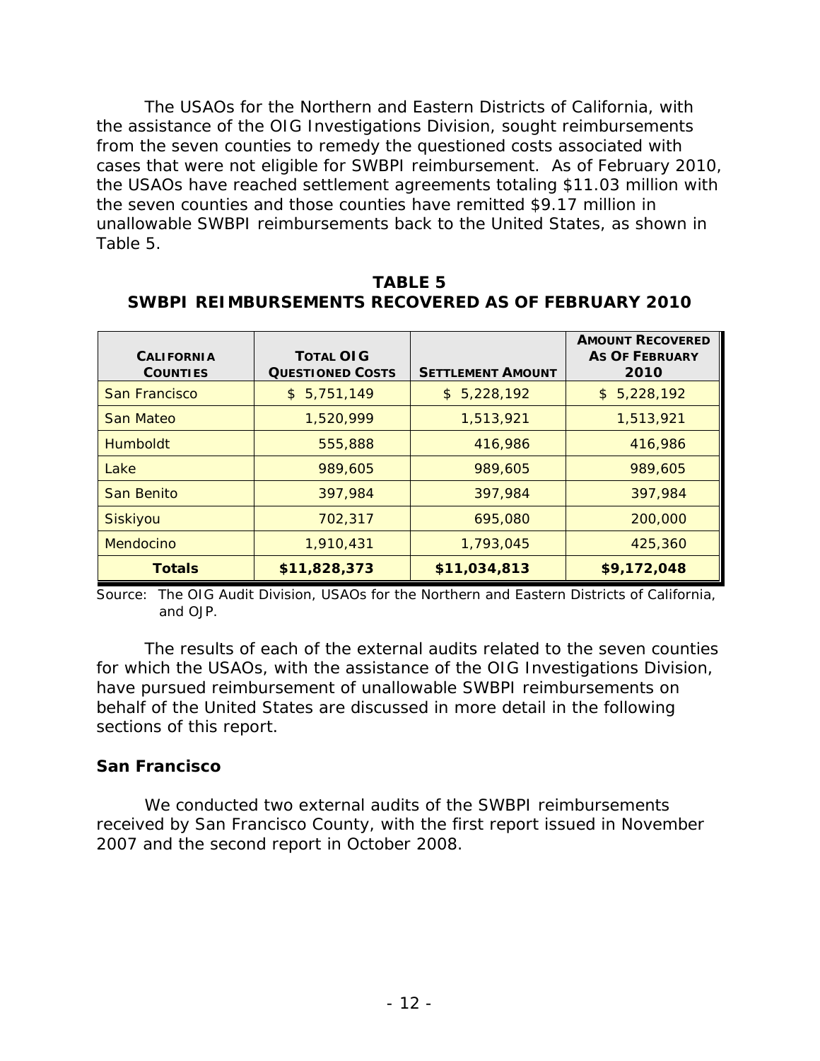The USAOs for the Northern and Eastern Districts of California, with the assistance of the OIG Investigations Division, sought reimbursements from the seven counties to remedy the questioned costs associated with cases that were not eligible for SWBPI reimbursement. As of February 2010, the USAOs have reached settlement agreements totaling $11.03 million with the seven counties and those counties have remitted $9.17 million in unallowable SWBPI reimbursements back to the United States, as shown in Table 5.

**TABLE 5**
**SWBPI REIMBURSEMENTS RECOVERED AS OF FEBRUARY 2010**

| CALIFORNIA COUNTIES | TOTAL OIG QUESTIONED COSTS | SETTLEMENT AMOUNT | AMOUNT RECOVERED AS OF FEBRUARY 2010 |
|---|---|---|---|
| San Francisco | $ 5,751,149 | $ 5,228,192 | $ 5,228,192 |
| San Mateo | 1,520,999 | 1,513,921 | 1,513,921 |
| Humboldt | 555,888 | 416,986 | 416,986 |
| Lake | 989,605 | 989,605 | 989,605 |
| San Benito | 397,984 | 397,984 | 397,984 |
| Siskiyou | 702,317 | 695,080 | 200,000 |
| Mendocino | 1,910,431 | 1,793,045 | 425,360 |
| **Totals** | **$11,828,373** | **$11,034,813** | **$9,172,048** |

Source: The OIG Audit Division, USAOs for the Northern and Eastern Districts of California, and OJP.

The results of each of the external audits related to the seven counties for which the USAOs, with the assistance of the OIG Investigations Division, have pursued reimbursement of unallowable SWBPI reimbursements on behalf of the United States are discussed in more detail in the following sections of this report.

### San Francisco

We conducted two external audits of the SWBPI reimbursements received by San Francisco County, with the first report issued in November 2007 and the second report in October 2008.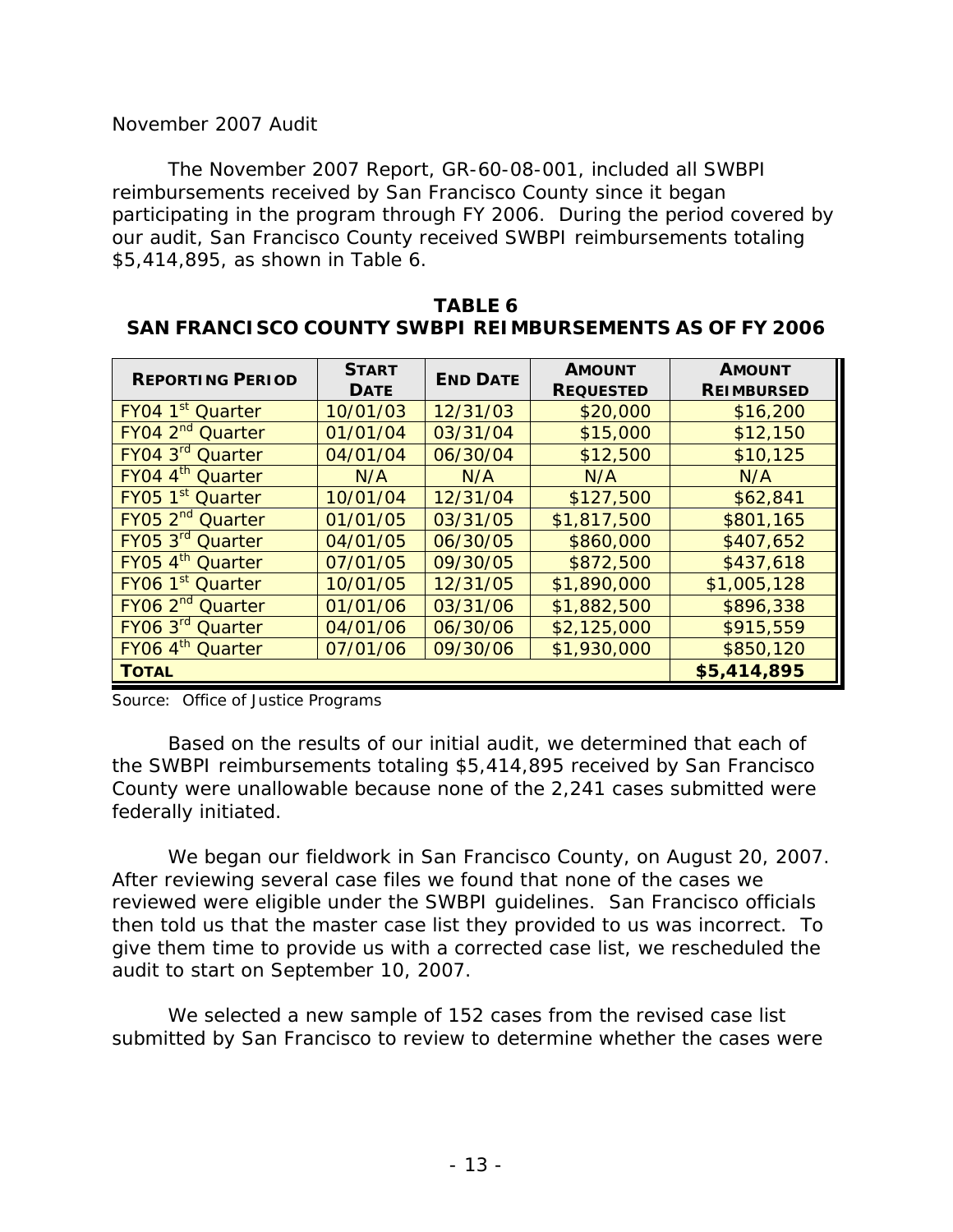November 2007 Audit

The November 2007 Report, GR-60-08-001, included all SWBPI reimbursements received by San Francisco County since it began participating in the program through FY 2006. During the period covered by our audit, San Francisco County received SWBPI reimbursements totaling $5,414,895, as shown in Table 6.

**TABLE 6**
**SAN FRANCISCO COUNTY SWBPI REIMBURSEMENTS AS OF FY 2006**

| REPORTING PERIOD | START DATE | END DATE | AMOUNT REQUESTED | AMOUNT REIMBURSED |
|---|---|---|---|---|
| FY04 1st Quarter | 10/01/03 | 12/31/03 | $20,000 | $16,200 |
| FY04 2nd Quarter | 01/01/04 | 03/31/04 | $15,000 | $12,150 |
| FY04 3rd Quarter | 04/01/04 | 06/30/04 | $12,500 | $10,125 |
| FY04 4th Quarter | N/A | N/A | N/A | N/A |
| FY05 1st Quarter | 10/01/04 | 12/31/04 | $127,500 | $62,841 |
| FY05 2nd Quarter | 01/01/05 | 03/31/05 | $1,817,500 | $801,165 |
| FY05 3rd Quarter | 04/01/05 | 06/30/05 | $860,000 | $407,652 |
| FY05 4th Quarter | 07/01/05 | 09/30/05 | $872,500 | $437,618 |
| FY06 1st Quarter | 10/01/05 | 12/31/05 | $1,890,000 | $1,005,128 |
| FY06 2nd Quarter | 01/01/06 | 03/31/06 | $1,882,500 | $896,338 |
| FY06 3rd Quarter | 04/01/06 | 06/30/06 | $2,125,000 | $915,559 |
| FY06 4th Quarter | 07/01/06 | 09/30/06 | $1,930,000 | $850,120 |
| **TOTAL** | | | | **$5,414,895** |

Source: Office of Justice Programs

Based on the results of our initial audit, we determined that each of the SWBPI reimbursements totaling $5,414,895 received by San Francisco County were unallowable because none of the 2,241 cases submitted were federally initiated.

We began our fieldwork in San Francisco County, on August 20, 2007. After reviewing several case files we found that none of the cases we reviewed were eligible under the SWBPI guidelines. San Francisco officials then told us that the master case list they provided to us was incorrect. To give them time to provide us with a corrected case list, we rescheduled the audit to start on September 10, 2007.

We selected a new sample of 152 cases from the revised case list submitted by San Francisco to review to determine whether the cases were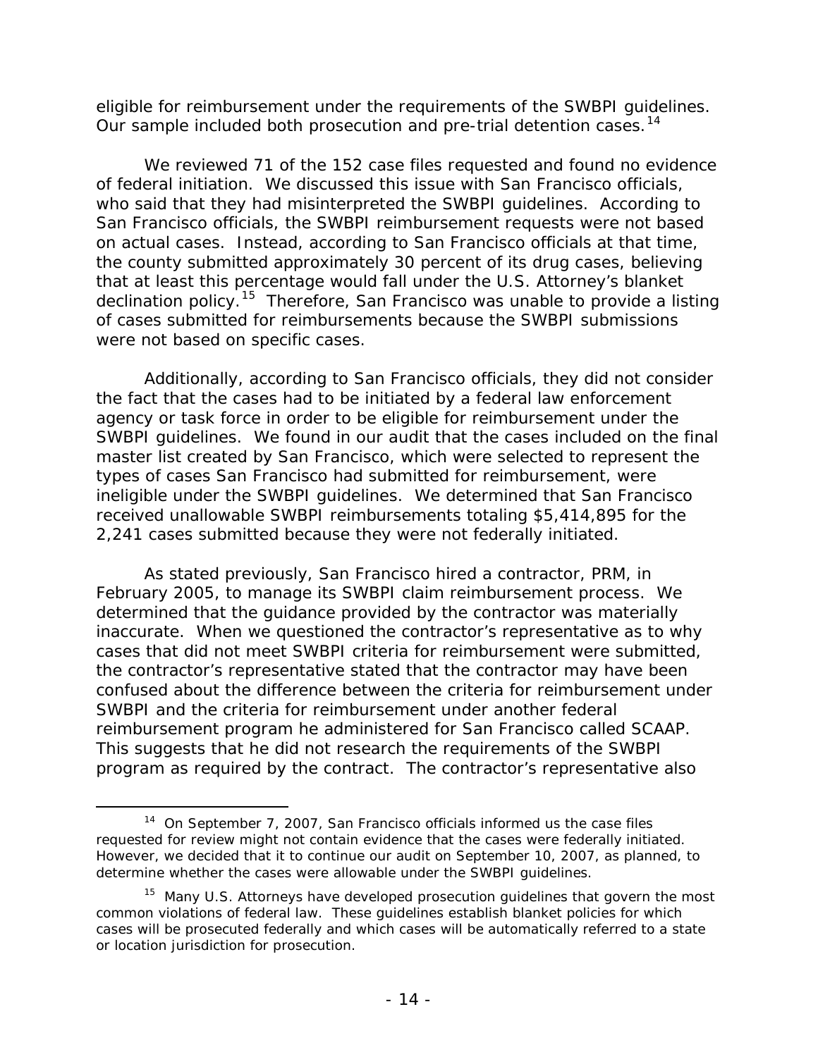eligible for reimbursement under the requirements of the SWBPI guidelines. Our sample included both prosecution and pre-trial detention cases.[14]

We reviewed 71 of the 152 case files requested and found no evidence of federal initiation. We discussed this issue with San Francisco officials, who said that they had misinterpreted the SWBPI guidelines. According to San Francisco officials, the SWBPI reimbursement requests were not based on actual cases. Instead, according to San Francisco officials at that time, the county submitted approximately 30 percent of its drug cases, believing that at least this percentage would fall under the U.S. Attorney's blanket declination policy.[15] Therefore, San Francisco was unable to provide a listing of cases submitted for reimbursements because the SWBPI submissions were not based on specific cases.

Additionally, according to San Francisco officials, they did not consider the fact that the cases had to be initiated by a federal law enforcement agency or task force in order to be eligible for reimbursement under the SWBPI guidelines. We found in our audit that the cases included on the final master list created by San Francisco, which were selected to represent the types of cases San Francisco had submitted for reimbursement, were ineligible under the SWBPI guidelines. We determined that San Francisco received unallowable SWBPI reimbursements totaling $5,414,895 for the 2,241 cases submitted because they were not federally initiated.

As stated previously, San Francisco hired a contractor, PRM, in February 2005, to manage its SWBPI claim reimbursement process. We determined that the guidance provided by the contractor was materially inaccurate. When we questioned the contractor's representative as to why cases that did not meet SWBPI criteria for reimbursement were submitted, the contractor's representative stated that the contractor may have been confused about the difference between the criteria for reimbursement under SWBPI and the criteria for reimbursement under another federal reimbursement program he administered for San Francisco called SCAAP. This suggests that he did not research the requirements of the SWBPI program as required by the contract. The contractor's representative also

[14] On September 7, 2007, San Francisco officials informed us the case files requested for review might not contain evidence that the cases were federally initiated. However, we decided that it to continue our audit on September 10, 2007, as planned, to determine whether the cases were allowable under the SWBPI guidelines.

[15] Many U.S. Attorneys have developed prosecution guidelines that govern the most common violations of federal law. These guidelines establish blanket policies for which cases will be prosecuted federally and which cases will be automatically referred to a state or location jurisdiction for prosecution.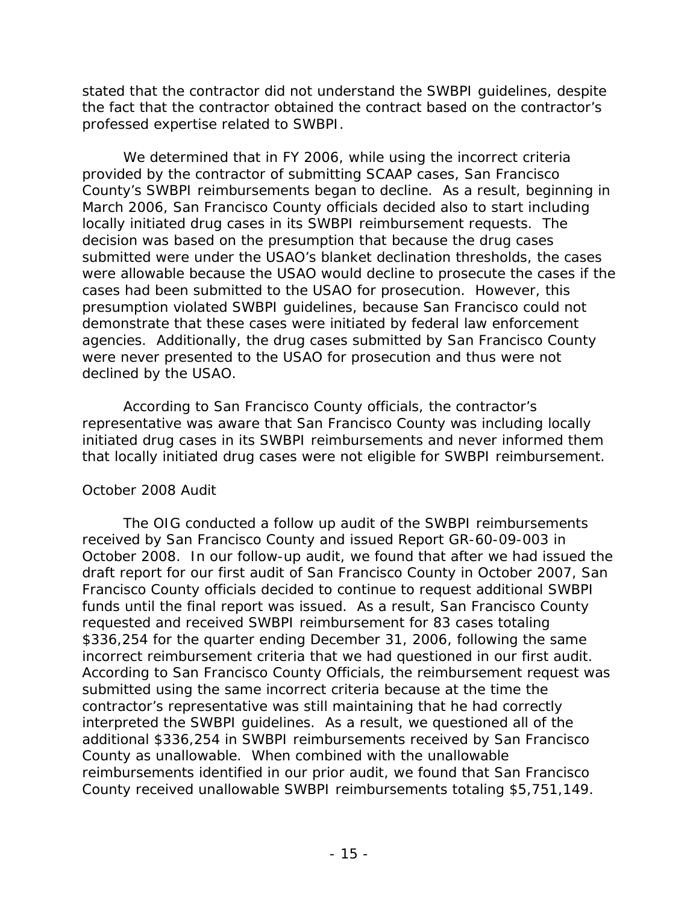stated that the contractor did not understand the SWBPI guidelines, despite the fact that the contractor obtained the contract based on the contractor's professed expertise related to SWBPI.

We determined that in FY 2006, while using the incorrect criteria provided by the contractor of submitting SCAAP cases, San Francisco County's SWBPI reimbursements began to decline. As a result, beginning in March 2006, San Francisco County officials decided also to start including locally initiated drug cases in its SWBPI reimbursement requests. The decision was based on the presumption that because the drug cases submitted were under the USAO's blanket declination thresholds, the cases were allowable because the USAO would decline to prosecute the cases if the cases had been submitted to the USAO for prosecution. However, this presumption violated SWBPI guidelines, because San Francisco could not demonstrate that these cases were initiated by federal law enforcement agencies. Additionally, the drug cases submitted by San Francisco County were never presented to the USAO for prosecution and thus were not declined by the USAO.

According to San Francisco County officials, the contractor's representative was aware that San Francisco County was including locally initiated drug cases in its SWBPI reimbursements and never informed them that locally initiated drug cases were not eligible for SWBPI reimbursement.

*October 2008 Audit*

The OIG conducted a follow up audit of the SWBPI reimbursements received by San Francisco County and issued Report GR-60-09-003 in October 2008. In our follow-up audit, we found that after we had issued the draft report for our first audit of San Francisco County in October 2007, San Francisco County officials decided to continue to request additional SWBPI funds until the final report was issued. As a result, San Francisco County requested and received SWBPI reimbursement for 83 cases totaling $336,254 for the quarter ending December 31, 2006, following the same incorrect reimbursement criteria that we had questioned in our first audit. According to San Francisco County Officials, the reimbursement request was submitted using the same incorrect criteria because at the time the contractor's representative was still maintaining that he had correctly interpreted the SWBPI guidelines. As a result, we questioned all of the additional $336,254 in SWBPI reimbursements received by San Francisco County as unallowable. When combined with the unallowable reimbursements identified in our prior audit, we found that San Francisco County received unallowable SWBPI reimbursements totaling $5,751,149.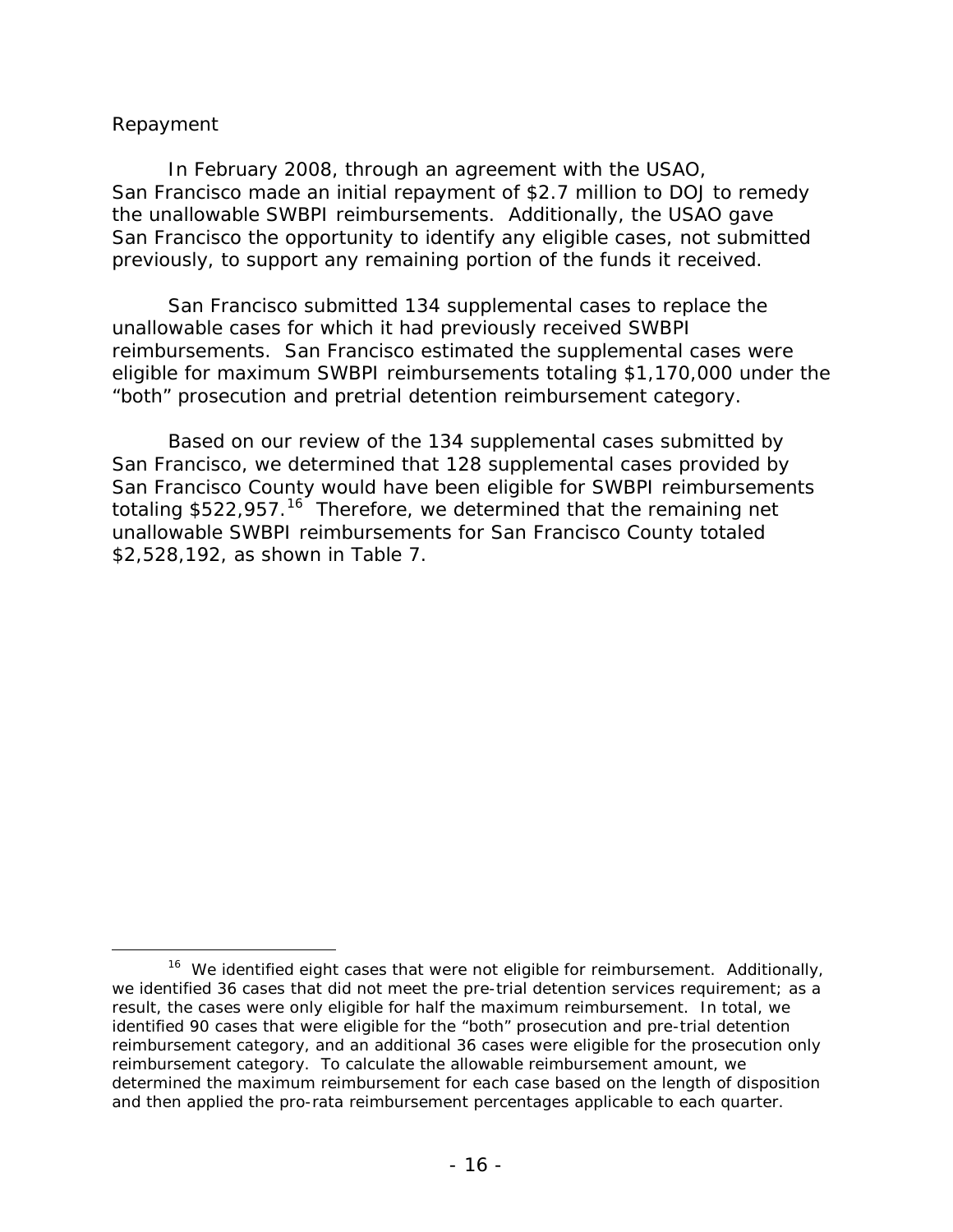*Repayment*

In February 2008, through an agreement with the USAO, San Francisco made an initial repayment of $2.7 million to DOJ to remedy the unallowable SWBPI reimbursements. Additionally, the USAO gave San Francisco the opportunity to identify any eligible cases, not submitted previously, to support any remaining portion of the funds it received.

San Francisco submitted 134 supplemental cases to replace the unallowable cases for which it had previously received SWBPI reimbursements. San Francisco estimated the supplemental cases were eligible for maximum SWBPI reimbursements totaling $1,170,000 under the "both" prosecution and pretrial detention reimbursement category.

Based on our review of the 134 supplemental cases submitted by San Francisco, we determined that 128 supplemental cases provided by San Francisco County would have been eligible for SWBPI reimbursements totaling $522,957.[16] Therefore, we determined that the remaining net unallowable SWBPI reimbursements for San Francisco County totaled $2,528,192, as shown in Table 7.

---

[16] We identified eight cases that were not eligible for reimbursement. Additionally, we identified 36 cases that did not meet the pre-trial detention services requirement; as a result, the cases were only eligible for half the maximum reimbursement. In total, we identified 90 cases that were eligible for the "both" prosecution and pre-trial detention reimbursement category, and an additional 36 cases were eligible for the prosecution only reimbursement category. To calculate the allowable reimbursement amount, we determined the maximum reimbursement for each case based on the length of disposition and then applied the pro-rata reimbursement percentages applicable to each quarter.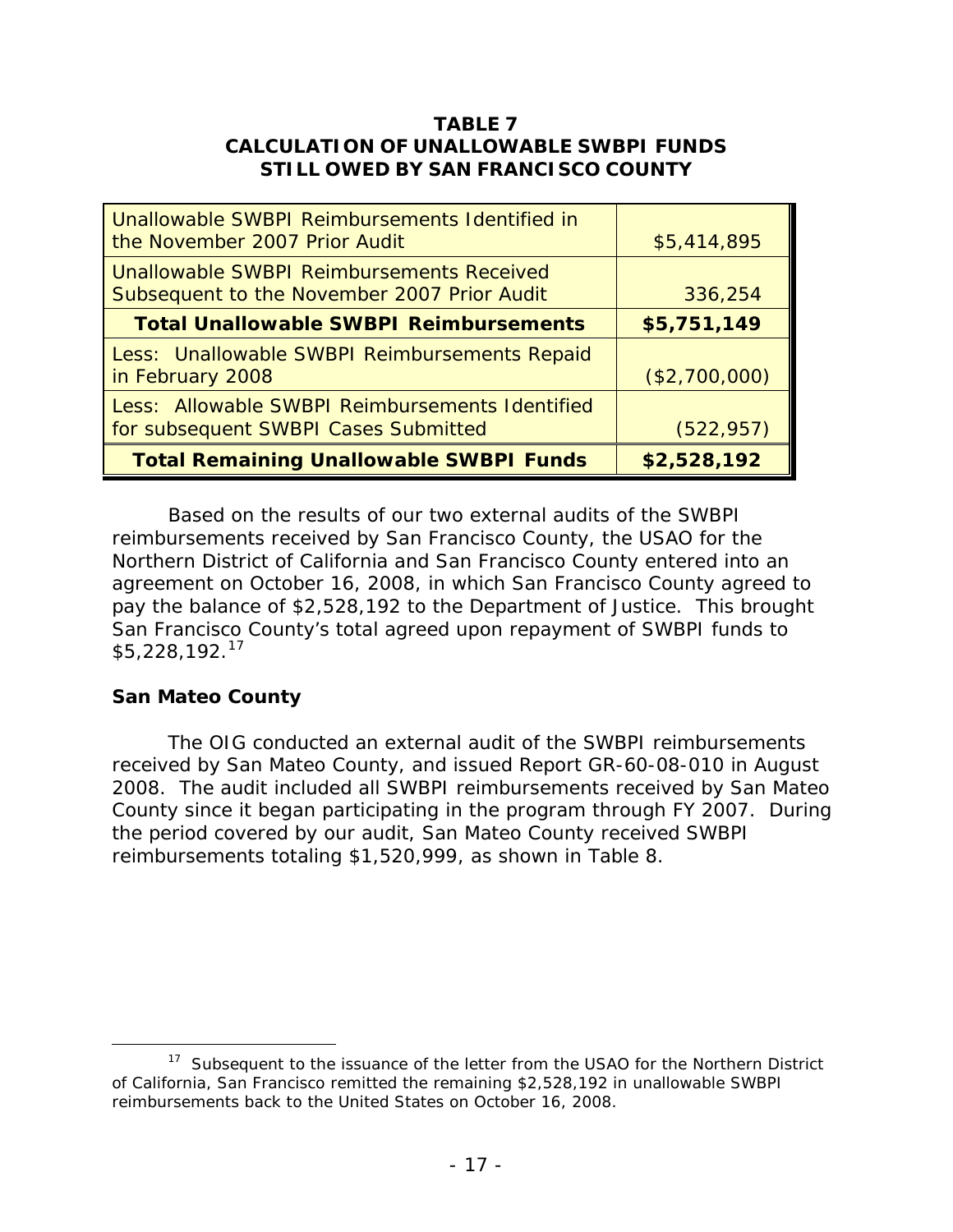**TABLE 7**
**CALCULATION OF UNALLOWABLE SWBPI FUNDS STILL OWED BY SAN FRANCISCO COUNTY**

| | |
|---|---|
| Unallowable SWBPI Reimbursements Identified in the November 2007 Prior Audit | $5,414,895 |
| Unallowable SWBPI Reimbursements Received Subsequent to the November 2007 Prior Audit | 336,254 |
| **Total Unallowable SWBPI Reimbursements** | **$5,751,149** |
| Less: Unallowable SWBPI Reimbursements Repaid in February 2008 | ($2,700,000) |
| Less: Allowable SWBPI Reimbursements Identified for subsequent SWBPI Cases Submitted | (522,957) |
| **Total Remaining Unallowable SWBPI Funds** | **$2,528,192** |

Based on the results of our two external audits of the SWBPI reimbursements received by San Francisco County, the USAO for the Northern District of California and San Francisco County entered into an agreement on October 16, 2008, in which San Francisco County agreed to pay the balance of $2,528,192 to the Department of Justice. This brought San Francisco County's total agreed upon repayment of SWBPI funds to $5,228,192.[17]

**San Mateo County**

The OIG conducted an external audit of the SWBPI reimbursements received by San Mateo County, and issued Report GR-60-08-010 in August 2008. The audit included all SWBPI reimbursements received by San Mateo County since it began participating in the program through FY 2007. During the period covered by our audit, San Mateo County received SWBPI reimbursements totaling $1,520,999, as shown in Table 8.

[17] Subsequent to the issuance of the letter from the USAO for the Northern District of California, San Francisco remitted the remaining $2,528,192 in unallowable SWBPI reimbursements back to the United States on October 16, 2008.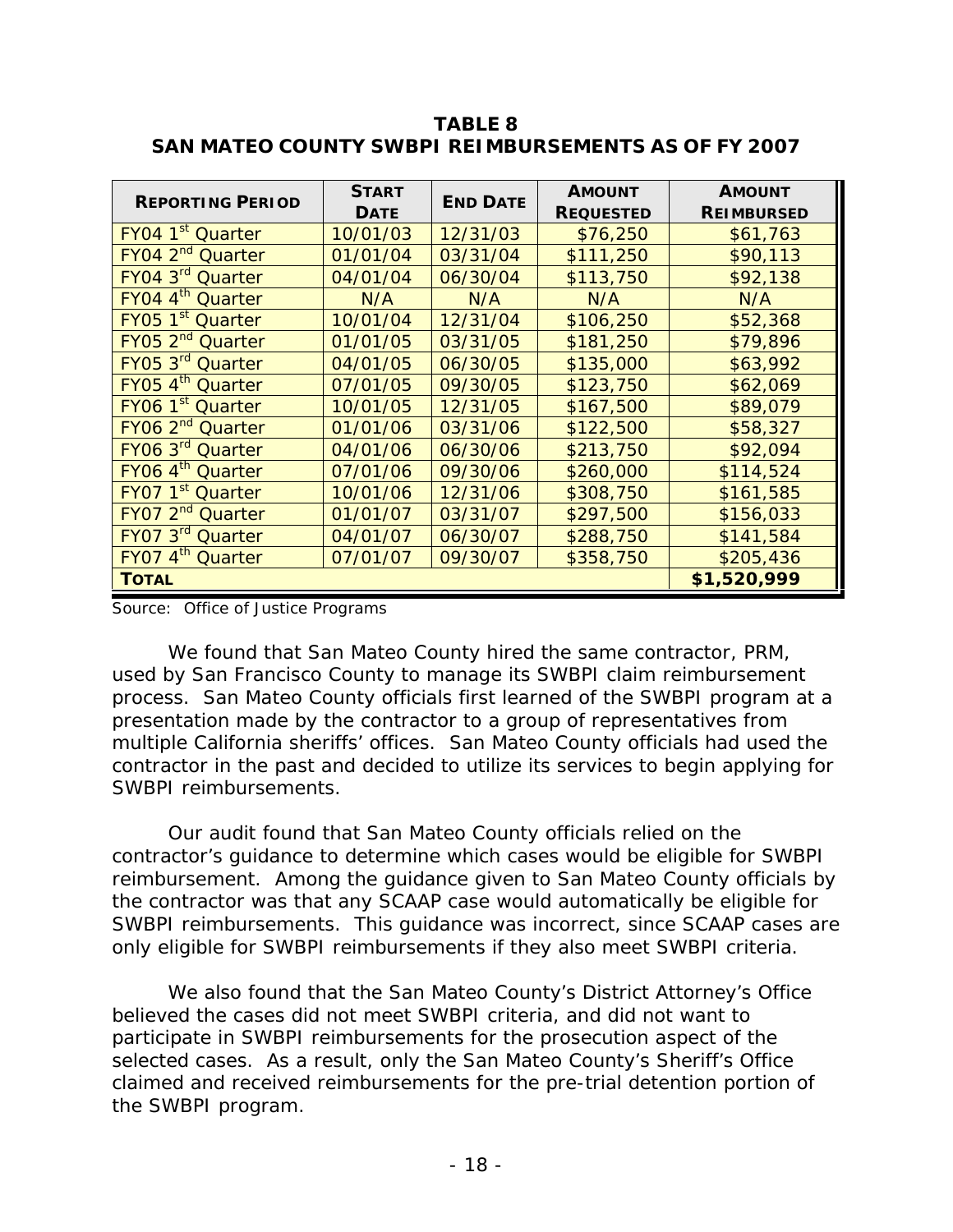**TABLE 8**
**SAN MATEO COUNTY SWBPI REIMBURSEMENTS AS OF FY 2007**

| REPORTING PERIOD | START DATE | END DATE | AMOUNT REQUESTED | AMOUNT REIMBURSED |
|---|---|---|---|---|
| FY04 1st Quarter | 10/01/03 | 12/31/03 | \$76,250 | \$61,763 |
| FY04 2nd Quarter | 01/01/04 | 03/31/04 | \$111,250 | \$90,113 |
| FY04 3rd Quarter | 04/01/04 | 06/30/04 | \$113,750 | \$92,138 |
| FY04 4th Quarter | N/A | N/A | N/A | N/A |
| FY05 1st Quarter | 10/01/04 | 12/31/04 | \$106,250 | \$52,368 |
| FY05 2nd Quarter | 01/01/05 | 03/31/05 | \$181,250 | \$79,896 |
| FY05 3rd Quarter | 04/01/05 | 06/30/05 | \$135,000 | \$63,992 |
| FY05 4th Quarter | 07/01/05 | 09/30/05 | \$123,750 | \$62,069 |
| FY06 1st Quarter | 10/01/05 | 12/31/05 | \$167,500 | \$89,079 |
| FY06 2nd Quarter | 01/01/06 | 03/31/06 | \$122,500 | \$58,327 |
| FY06 3rd Quarter | 04/01/06 | 06/30/06 | \$213,750 | \$92,094 |
| FY06 4th Quarter | 07/01/06 | 09/30/06 | \$260,000 | \$114,524 |
| FY07 1st Quarter | 10/01/06 | 12/31/06 | \$308,750 | \$161,585 |
| FY07 2nd Quarter | 01/01/07 | 03/31/07 | \$297,500 | \$156,033 |
| FY07 3rd Quarter | 04/01/07 | 06/30/07 | \$288,750 | \$141,584 |
| FY07 4th Quarter | 07/01/07 | 09/30/07 | \$358,750 | \$205,436 |
| **TOTAL** | | | | **\$1,520,999** |

Source: Office of Justice Programs

We found that San Mateo County hired the same contractor, PRM, used by San Francisco County to manage its SWBPI claim reimbursement process. San Mateo County officials first learned of the SWBPI program at a presentation made by the contractor to a group of representatives from multiple California sheriffs' offices. San Mateo County officials had used the contractor in the past and decided to utilize its services to begin applying for SWBPI reimbursements.

Our audit found that San Mateo County officials relied on the contractor's guidance to determine which cases would be eligible for SWBPI reimbursement. Among the guidance given to San Mateo County officials by the contractor was that any SCAAP case would automatically be eligible for SWBPI reimbursements. This guidance was incorrect, since SCAAP cases are only eligible for SWBPI reimbursements if they also meet SWBPI criteria.

We also found that the San Mateo County's District Attorney's Office believed the cases did not meet SWBPI criteria, and did not want to participate in SWBPI reimbursements for the prosecution aspect of the selected cases. As a result, only the San Mateo County's Sheriff's Office claimed and received reimbursements for the pre-trial detention portion of the SWBPI program.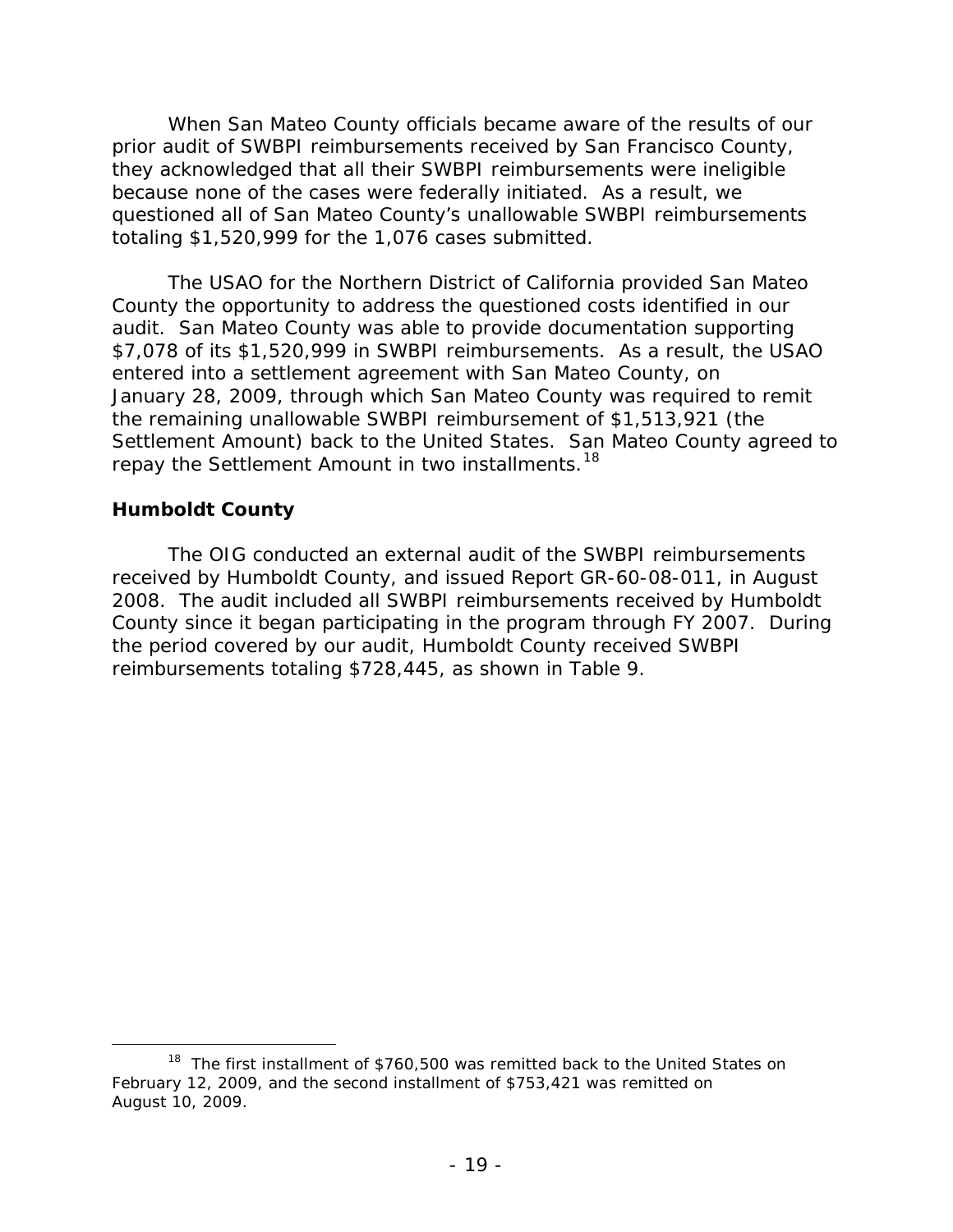When San Mateo County officials became aware of the results of our prior audit of SWBPI reimbursements received by San Francisco County, they acknowledged that all their SWBPI reimbursements were ineligible because none of the cases were federally initiated. As a result, we questioned all of San Mateo County's unallowable SWBPI reimbursements totaling $1,520,999 for the 1,076 cases submitted.

The USAO for the Northern District of California provided San Mateo County the opportunity to address the questioned costs identified in our audit. San Mateo County was able to provide documentation supporting $7,078 of its $1,520,999 in SWBPI reimbursements. As a result, the USAO entered into a settlement agreement with San Mateo County, on January 28, 2009, through which San Mateo County was required to remit the remaining unallowable SWBPI reimbursement of $1,513,921 (the Settlement Amount) back to the United States. San Mateo County agreed to repay the Settlement Amount in two installments.[18]

**Humboldt County**

The OIG conducted an external audit of the SWBPI reimbursements received by Humboldt County, and issued Report GR-60-08-011, in August 2008. The audit included all SWBPI reimbursements received by Humboldt County since it began participating in the program through FY 2007. During the period covered by our audit, Humboldt County received SWBPI reimbursements totaling $728,445, as shown in Table 9.

[18] The first installment of $760,500 was remitted back to the United States on February 12, 2009, and the second installment of $753,421 was remitted on August 10, 2009.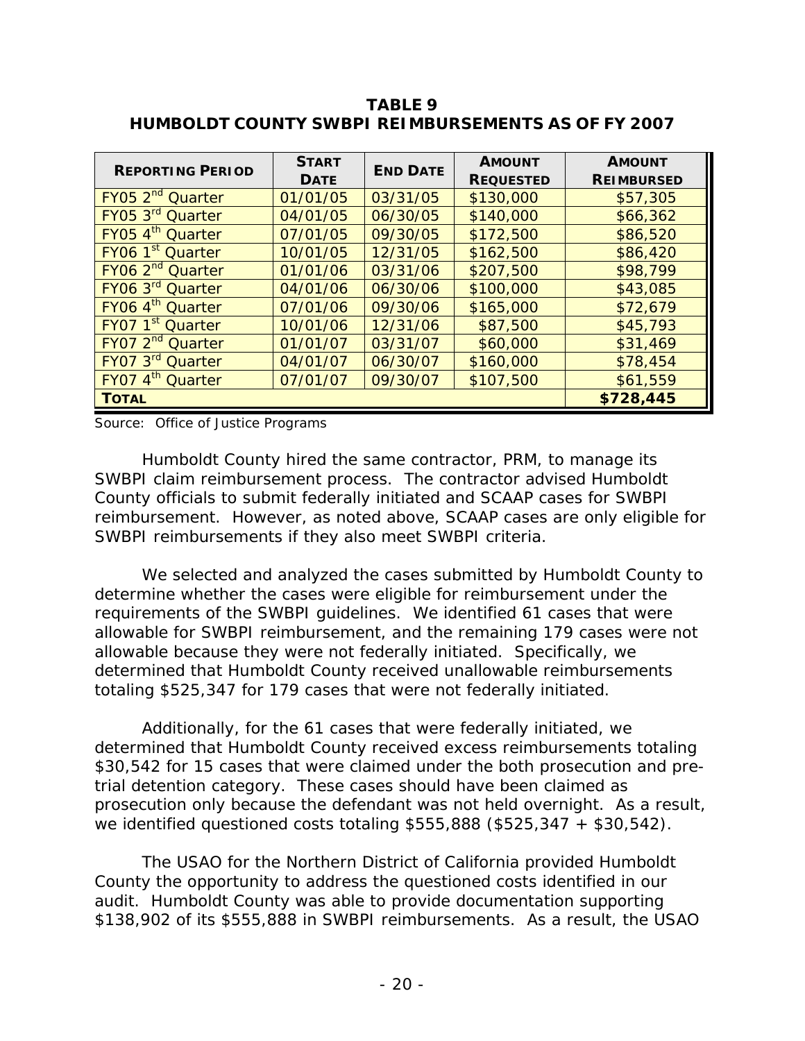**TABLE 9**
**HUMBOLDT COUNTY SWBPI REIMBURSEMENTS AS OF FY 2007**

| REPORTING PERIOD | START DATE | END DATE | AMOUNT REQUESTED | AMOUNT REIMBURSED |
|---|---|---|---|---|
| FY05 2nd Quarter | 01/01/05 | 03/31/05 | \$130,000 | \$57,305 |
| FY05 3rd Quarter | 04/01/05 | 06/30/05 | \$140,000 | \$66,362 |
| FY05 4th Quarter | 07/01/05 | 09/30/05 | \$172,500 | \$86,520 |
| FY06 1st Quarter | 10/01/05 | 12/31/05 | \$162,500 | \$86,420 |
| FY06 2nd Quarter | 01/01/06 | 03/31/06 | \$207,500 | \$98,799 |
| FY06 3rd Quarter | 04/01/06 | 06/30/06 | \$100,000 | \$43,085 |
| FY06 4th Quarter | 07/01/06 | 09/30/06 | \$165,000 | \$72,679 |
| FY07 1st Quarter | 10/01/06 | 12/31/06 | \$87,500 | \$45,793 |
| FY07 2nd Quarter | 01/01/07 | 03/31/07 | \$60,000 | \$31,469 |
| FY07 3rd Quarter | 04/01/07 | 06/30/07 | \$160,000 | \$78,454 |
| FY07 4th Quarter | 07/01/07 | 09/30/07 | \$107,500 | \$61,559 |
| **TOTAL** | | | | **\$728,445** |

Source: Office of Justice Programs

Humboldt County hired the same contractor, PRM, to manage its SWBPI claim reimbursement process. The contractor advised Humboldt County officials to submit federally initiated and SCAAP cases for SWBPI reimbursement. However, as noted above, SCAAP cases are only eligible for SWBPI reimbursements if they also meet SWBPI criteria.

We selected and analyzed the cases submitted by Humboldt County to determine whether the cases were eligible for reimbursement under the requirements of the SWBPI guidelines. We identified 61 cases that were allowable for SWBPI reimbursement, and the remaining 179 cases were not allowable because they were not federally initiated. Specifically, we determined that Humboldt County received unallowable reimbursements totaling \$525,347 for 179 cases that were not federally initiated.

Additionally, for the 61 cases that were federally initiated, we determined that Humboldt County received excess reimbursements totaling \$30,542 for 15 cases that were claimed under the both prosecution and pre-trial detention category. These cases should have been claimed as prosecution only because the defendant was not held overnight. As a result, we identified questioned costs totaling \$555,888 (\$525,347 + \$30,542).

The USAO for the Northern District of California provided Humboldt County the opportunity to address the questioned costs identified in our audit. Humboldt County was able to provide documentation supporting \$138,902 of its \$555,888 in SWBPI reimbursements. As a result, the USAO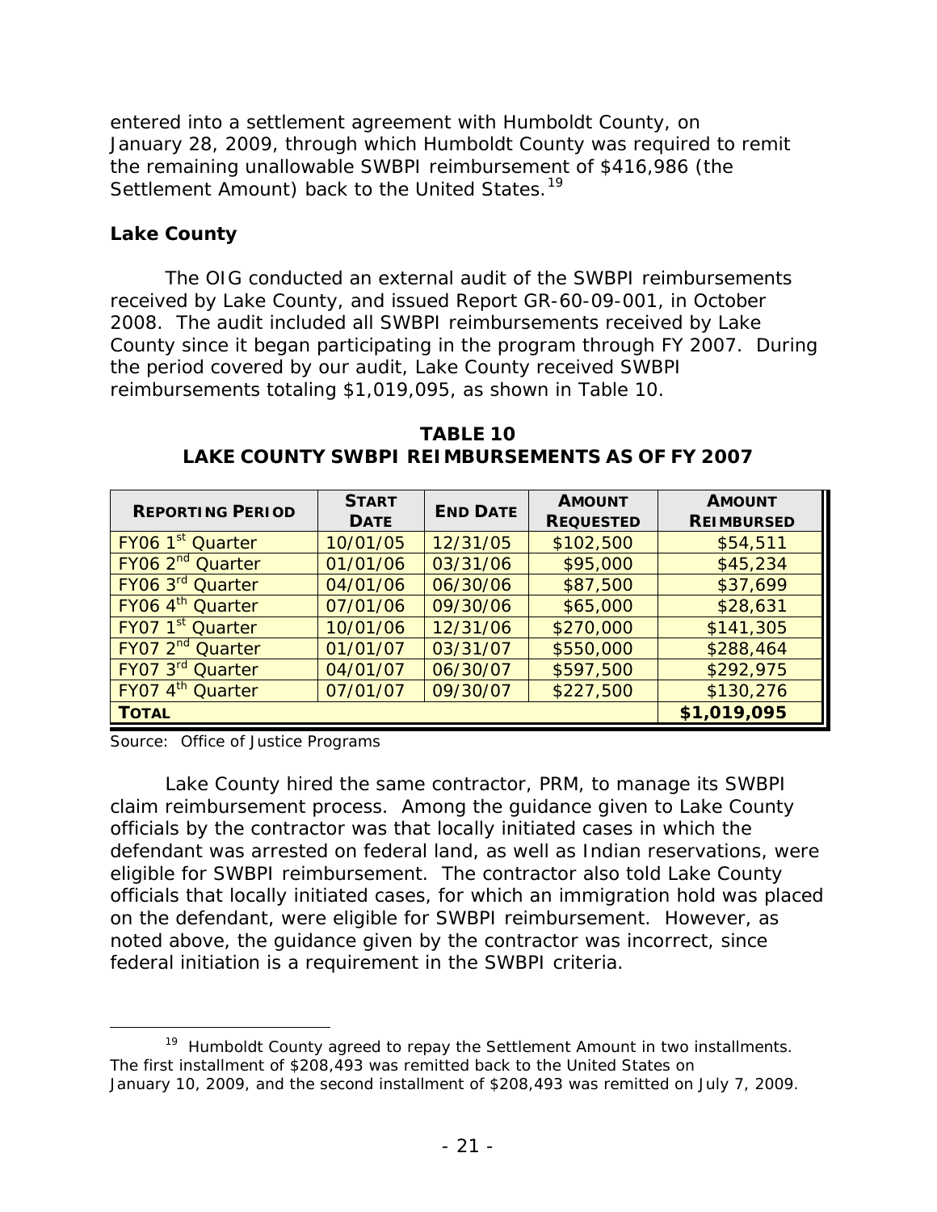entered into a settlement agreement with Humboldt County, on January 28, 2009, through which Humboldt County was required to remit the remaining unallowable SWBPI reimbursement of $416,986 (the Settlement Amount) back to the United States.[19]

### Lake County

The OIG conducted an external audit of the SWBPI reimbursements received by Lake County, and issued Report GR-60-09-001, in October 2008. The audit included all SWBPI reimbursements received by Lake County since it began participating in the program through FY 2007. During the period covered by our audit, Lake County received SWBPI reimbursements totaling $1,019,095, as shown in Table 10.

**TABLE 10**
**LAKE COUNTY SWBPI REIMBURSEMENTS AS OF FY 2007**

| REPORTING PERIOD | START DATE | END DATE | AMOUNT REQUESTED | AMOUNT REIMBURSED |
|---|---|---|---|---|
| FY06 1st Quarter | 10/01/05 | 12/31/05 | $102,500 | $54,511 |
| FY06 2nd Quarter | 01/01/06 | 03/31/06 | $95,000 | $45,234 |
| FY06 3rd Quarter | 04/01/06 | 06/30/06 | $87,500 | $37,699 |
| FY06 4th Quarter | 07/01/06 | 09/30/06 | $65,000 | $28,631 |
| FY07 1st Quarter | 10/01/06 | 12/31/06 | $270,000 | $141,305 |
| FY07 2nd Quarter | 01/01/07 | 03/31/07 | $550,000 | $288,464 |
| FY07 3rd Quarter | 04/01/07 | 06/30/07 | $597,500 | $292,975 |
| FY07 4th Quarter | 07/01/07 | 09/30/07 | $227,500 | $130,276 |
| **TOTAL** | | | | **$1,019,095** |

Source: Office of Justice Programs

Lake County hired the same contractor, PRM, to manage its SWBPI claim reimbursement process. Among the guidance given to Lake County officials by the contractor was that locally initiated cases in which the defendant was arrested on federal land, as well as Indian reservations, were eligible for SWBPI reimbursement. The contractor also told Lake County officials that locally initiated cases, for which an immigration hold was placed on the defendant, were eligible for SWBPI reimbursement. However, as noted above, the guidance given by the contractor was incorrect, since federal initiation is a requirement in the SWBPI criteria.

[19] Humboldt County agreed to repay the Settlement Amount in two installments. The first installment of $208,493 was remitted back to the United States on January 10, 2009, and the second installment of $208,493 was remitted on July 7, 2009.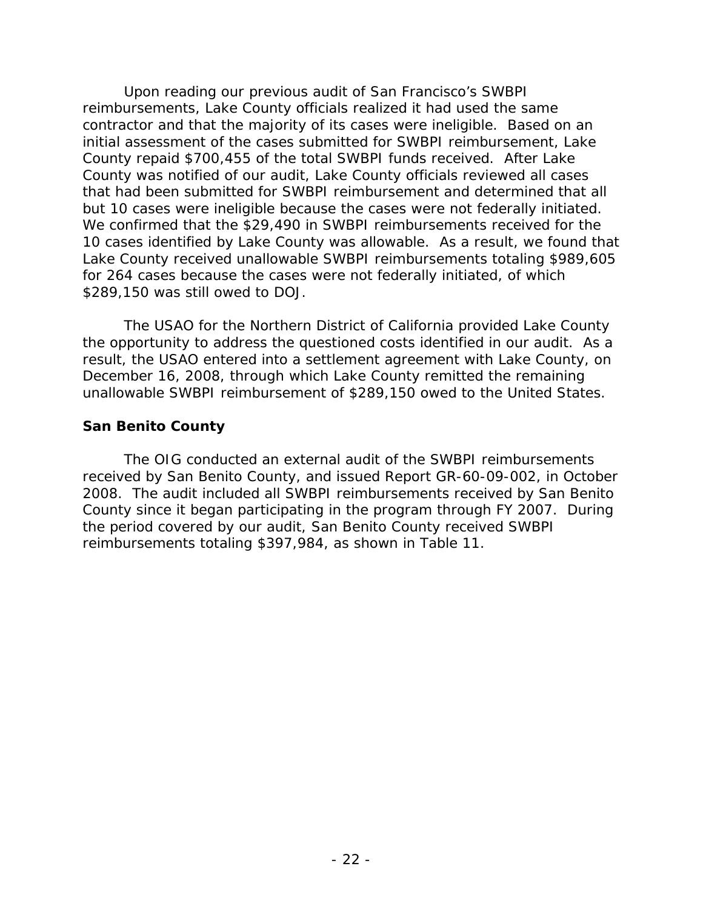Upon reading our previous audit of San Francisco's SWBPI reimbursements, Lake County officials realized it had used the same contractor and that the majority of its cases were ineligible. Based on an initial assessment of the cases submitted for SWBPI reimbursement, Lake County repaid $700,455 of the total SWBPI funds received. After Lake County was notified of our audit, Lake County officials reviewed all cases that had been submitted for SWBPI reimbursement and determined that all but 10 cases were ineligible because the cases were not federally initiated. We confirmed that the $29,490 in SWBPI reimbursements received for the 10 cases identified by Lake County was allowable. As a result, we found that Lake County received unallowable SWBPI reimbursements totaling $989,605 for 264 cases because the cases were not federally initiated, of which $289,150 was still owed to DOJ.

The USAO for the Northern District of California provided Lake County the opportunity to address the questioned costs identified in our audit. As a result, the USAO entered into a settlement agreement with Lake County, on December 16, 2008, through which Lake County remitted the remaining unallowable SWBPI reimbursement of $289,150 owed to the United States.

### San Benito County

The OIG conducted an external audit of the SWBPI reimbursements received by San Benito County, and issued Report GR-60-09-002, in October 2008. The audit included all SWBPI reimbursements received by San Benito County since it began participating in the program through FY 2007. During the period covered by our audit, San Benito County received SWBPI reimbursements totaling $397,984, as shown in Table 11.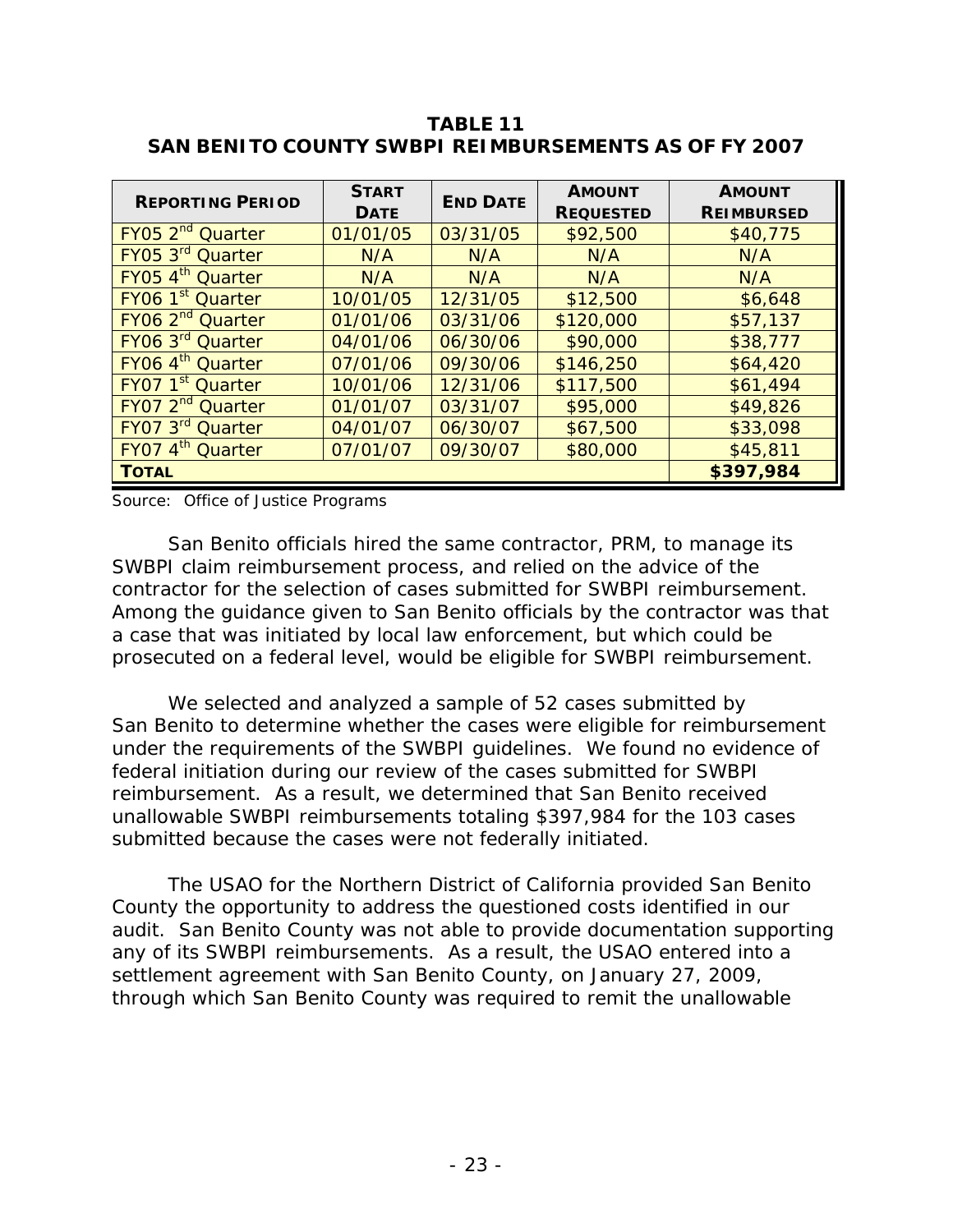**TABLE 11**
**SAN BENITO COUNTY SWBPI REIMBURSEMENTS AS OF FY 2007**

| REPORTING PERIOD | START DATE | END DATE | AMOUNT REQUESTED | AMOUNT REIMBURSED |
|---|---|---|---|---|
| FY05 2nd Quarter | 01/01/05 | 03/31/05 | $92,500 | $40,775 |
| FY05 3rd Quarter | N/A | N/A | N/A | N/A |
| FY05 4th Quarter | N/A | N/A | N/A | N/A |
| FY06 1st Quarter | 10/01/05 | 12/31/05 | $12,500 | $6,648 |
| FY06 2nd Quarter | 01/01/06 | 03/31/06 | $120,000 | $57,137 |
| FY06 3rd Quarter | 04/01/06 | 06/30/06 | $90,000 | $38,777 |
| FY06 4th Quarter | 07/01/06 | 09/30/06 | $146,250 | $64,420 |
| FY07 1st Quarter | 10/01/06 | 12/31/06 | $117,500 | $61,494 |
| FY07 2nd Quarter | 01/01/07 | 03/31/07 | $95,000 | $49,826 |
| FY07 3rd Quarter | 04/01/07 | 06/30/07 | $67,500 | $33,098 |
| FY07 4th Quarter | 07/01/07 | 09/30/07 | $80,000 | $45,811 |
| **TOTAL** | | | | **$397,984** |

Source: Office of Justice Programs

San Benito officials hired the same contractor, PRM, to manage its SWBPI claim reimbursement process, and relied on the advice of the contractor for the selection of cases submitted for SWBPI reimbursement. Among the guidance given to San Benito officials by the contractor was that a case that was initiated by local law enforcement, but which could be prosecuted on a federal level, would be eligible for SWBPI reimbursement.

We selected and analyzed a sample of 52 cases submitted by San Benito to determine whether the cases were eligible for reimbursement under the requirements of the SWBPI guidelines. We found no evidence of federal initiation during our review of the cases submitted for SWBPI reimbursement. As a result, we determined that San Benito received unallowable SWBPI reimbursements totaling $397,984 for the 103 cases submitted because the cases were not federally initiated.

The USAO for the Northern District of California provided San Benito County the opportunity to address the questioned costs identified in our audit. San Benito County was not able to provide documentation supporting any of its SWBPI reimbursements. As a result, the USAO entered into a settlement agreement with San Benito County, on January 27, 2009, through which San Benito County was required to remit the unallowable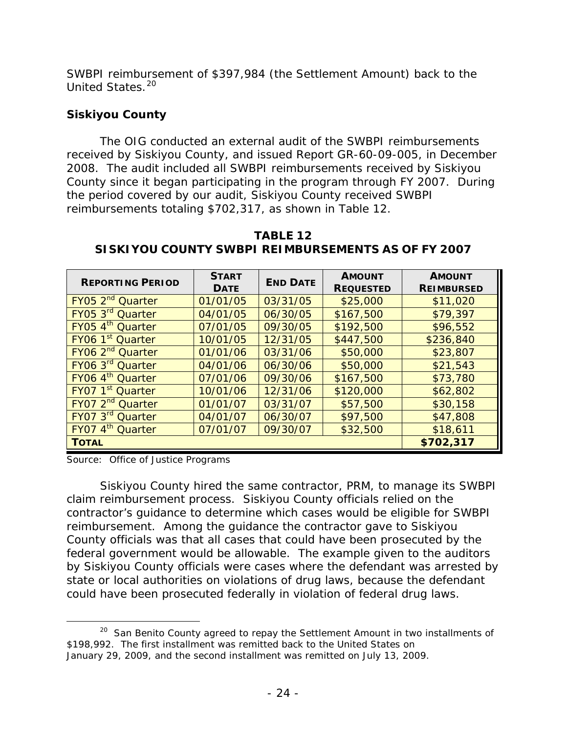SWBPI reimbursement of $397,984 (the Settlement Amount) back to the United States.[20]

### Siskiyou County

The OIG conducted an external audit of the SWBPI reimbursements received by Siskiyou County, and issued Report GR-60-09-005, in December 2008. The audit included all SWBPI reimbursements received by Siskiyou County since it began participating in the program through FY 2007. During the period covered by our audit, Siskiyou County received SWBPI reimbursements totaling $702,317, as shown in Table 12.

**TABLE 12**
**SISKIYOU COUNTY SWBPI REIMBURSEMENTS AS OF FY 2007**

| REPORTING PERIOD | START DATE | END DATE | AMOUNT REQUESTED | AMOUNT REIMBURSED |
|---|---|---|---|---|
| FY05 2nd Quarter | 01/01/05 | 03/31/05 | $25,000 | $11,020 |
| FY05 3rd Quarter | 04/01/05 | 06/30/05 | $167,500 | $79,397 |
| FY05 4th Quarter | 07/01/05 | 09/30/05 | $192,500 | $96,552 |
| FY06 1st Quarter | 10/01/05 | 12/31/05 | $447,500 | $236,840 |
| FY06 2nd Quarter | 01/01/06 | 03/31/06 | $50,000 | $23,807 |
| FY06 3rd Quarter | 04/01/06 | 06/30/06 | $50,000 | $21,543 |
| FY06 4th Quarter | 07/01/06 | 09/30/06 | $167,500 | $73,780 |
| FY07 1st Quarter | 10/01/06 | 12/31/06 | $120,000 | $62,802 |
| FY07 2nd Quarter | 01/01/07 | 03/31/07 | $57,500 | $30,158 |
| FY07 3rd Quarter | 04/01/07 | 06/30/07 | $97,500 | $47,808 |
| FY07 4th Quarter | 07/01/07 | 09/30/07 | $32,500 | $18,611 |
| **TOTAL** | | | | **$702,317** |

Source: Office of Justice Programs

Siskiyou County hired the same contractor, PRM, to manage its SWBPI claim reimbursement process. Siskiyou County officials relied on the contractor's guidance to determine which cases would be eligible for SWBPI reimbursement. Among the guidance the contractor gave to Siskiyou County officials was that all cases that could have been prosecuted by the federal government would be allowable. The example given to the auditors by Siskiyou County officials were cases where the defendant was arrested by state or local authorities on violations of drug laws, because the defendant could have been prosecuted federally in violation of federal drug laws.

[20] San Benito County agreed to repay the Settlement Amount in two installments of $198,992. The first installment was remitted back to the United States on January 29, 2009, and the second installment was remitted on July 13, 2009.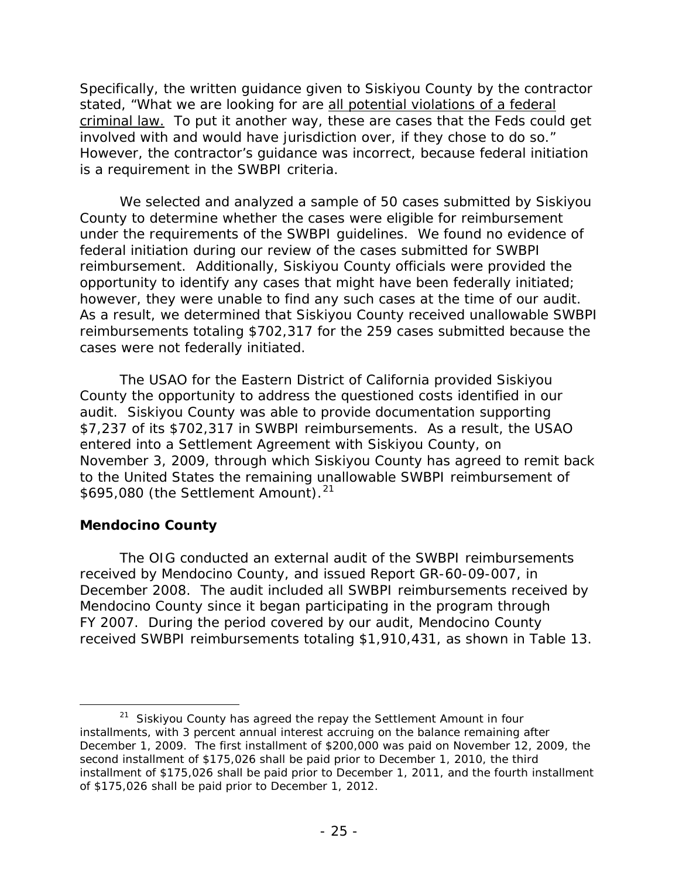Specifically, the written guidance given to Siskiyou County by the contractor stated, "What we are looking for are <u>all potential violations of a federal criminal law.</u> To put it another way, these are cases that the Feds could get involved with and would have jurisdiction over, if they chose to do so." However, the contractor's guidance was incorrect, because federal initiation is a requirement in the SWBPI criteria.

We selected and analyzed a sample of 50 cases submitted by Siskiyou County to determine whether the cases were eligible for reimbursement under the requirements of the SWBPI guidelines. We found no evidence of federal initiation during our review of the cases submitted for SWBPI reimbursement. Additionally, Siskiyou County officials were provided the opportunity to identify any cases that might have been federally initiated; however, they were unable to find any such cases at the time of our audit. As a result, we determined that Siskiyou County received unallowable SWBPI reimbursements totaling $702,317 for the 259 cases submitted because the cases were not federally initiated.

The USAO for the Eastern District of California provided Siskiyou County the opportunity to address the questioned costs identified in our audit. Siskiyou County was able to provide documentation supporting $7,237 of its $702,317 in SWBPI reimbursements. As a result, the USAO entered into a Settlement Agreement with Siskiyou County, on November 3, 2009, through which Siskiyou County has agreed to remit back to the United States the remaining unallowable SWBPI reimbursement of $695,080 (the Settlement Amount).[21]

**Mendocino County**

The OIG conducted an external audit of the SWBPI reimbursements received by Mendocino County, and issued Report GR-60-09-007, in December 2008. The audit included all SWBPI reimbursements received by Mendocino County since it began participating in the program through FY 2007. During the period covered by our audit, Mendocino County received SWBPI reimbursements totaling $1,910,431, as shown in Table 13.

---

[21] Siskiyou County has agreed the repay the Settlement Amount in four installments, with 3 percent annual interest accruing on the balance remaining after December 1, 2009. The first installment of $200,000 was paid on November 12, 2009, the second installment of $175,026 shall be paid prior to December 1, 2010, the third installment of $175,026 shall be paid prior to December 1, 2011, and the fourth installment of $175,026 shall be paid prior to December 1, 2012.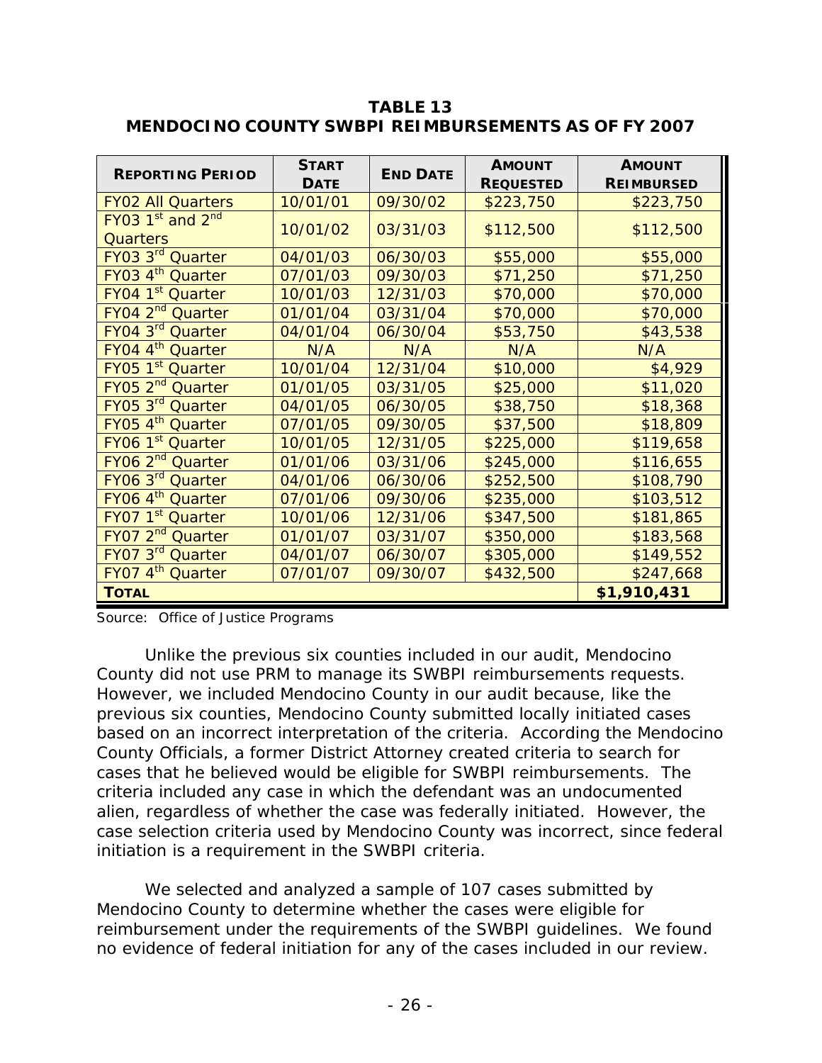**TABLE 13**
**MENDOCINO COUNTY SWBPI REIMBURSEMENTS AS OF FY 2007**

| REPORTING PERIOD | START DATE | END DATE | AMOUNT REQUESTED | AMOUNT REIMBURSED |
|---|---|---|---|---|
| FY02 All Quarters | 10/01/01 | 09/30/02 | \$223,750 | \$223,750 |
| FY03 1st and 2nd Quarters | 10/01/02 | 03/31/03 | \$112,500 | \$112,500 |
| FY03 3rd Quarter | 04/01/03 | 06/30/03 | \$55,000 | \$55,000 |
| FY03 4th Quarter | 07/01/03 | 09/30/03 | \$71,250 | \$71,250 |
| FY04 1st Quarter | 10/01/03 | 12/31/03 | \$70,000 | \$70,000 |
| FY04 2nd Quarter | 01/01/04 | 03/31/04 | \$70,000 | \$70,000 |
| FY04 3rd Quarter | 04/01/04 | 06/30/04 | \$53,750 | \$43,538 |
| FY04 4th Quarter | N/A | N/A | N/A | N/A |
| FY05 1st Quarter | 10/01/04 | 12/31/04 | \$10,000 | \$4,929 |
| FY05 2nd Quarter | 01/01/05 | 03/31/05 | \$25,000 | \$11,020 |
| FY05 3rd Quarter | 04/01/05 | 06/30/05 | \$38,750 | \$18,368 |
| FY05 4th Quarter | 07/01/05 | 09/30/05 | \$37,500 | \$18,809 |
| FY06 1st Quarter | 10/01/05 | 12/31/05 | \$225,000 | \$119,658 |
| FY06 2nd Quarter | 01/01/06 | 03/31/06 | \$245,000 | \$116,655 |
| FY06 3rd Quarter | 04/01/06 | 06/30/06 | \$252,500 | \$108,790 |
| FY06 4th Quarter | 07/01/06 | 09/30/06 | \$235,000 | \$103,512 |
| FY07 1st Quarter | 10/01/06 | 12/31/06 | \$347,500 | \$181,865 |
| FY07 2nd Quarter | 01/01/07 | 03/31/07 | \$350,000 | \$183,568 |
| FY07 3rd Quarter | 04/01/07 | 06/30/07 | \$305,000 | \$149,552 |
| FY07 4th Quarter | 07/01/07 | 09/30/07 | \$432,500 | \$247,668 |
| **TOTAL** | | | | **\$1,910,431** |

Source: Office of Justice Programs

Unlike the previous six counties included in our audit, Mendocino County did not use PRM to manage its SWBPI reimbursements requests. However, we included Mendocino County in our audit because, like the previous six counties, Mendocino County submitted locally initiated cases based on an incorrect interpretation of the criteria. According the Mendocino County Officials, a former District Attorney created criteria to search for cases that he believed would be eligible for SWBPI reimbursements. The criteria included any case in which the defendant was an undocumented alien, regardless of whether the case was federally initiated. However, the case selection criteria used by Mendocino County was incorrect, since federal initiation is a requirement in the SWBPI criteria.

We selected and analyzed a sample of 107 cases submitted by Mendocino County to determine whether the cases were eligible for reimbursement under the requirements of the SWBPI guidelines. We found no evidence of federal initiation for any of the cases included in our review.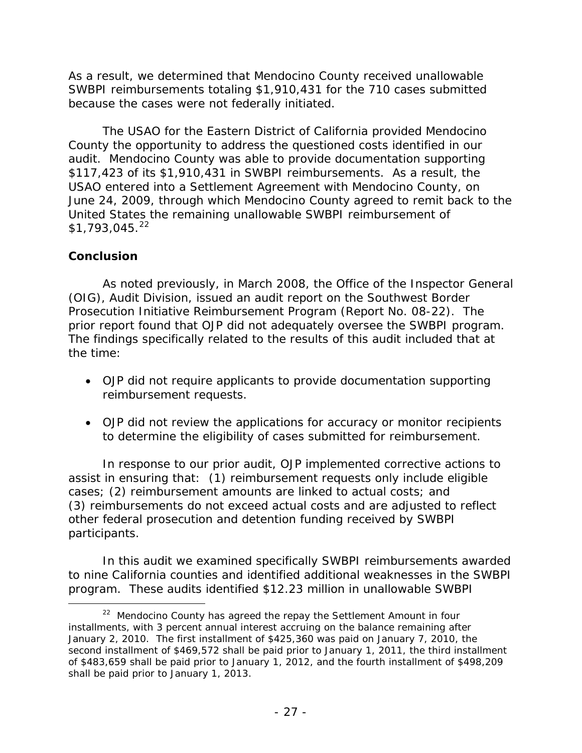As a result, we determined that Mendocino County received unallowable SWBPI reimbursements totaling $1,910,431 for the 710 cases submitted because the cases were not federally initiated.

The USAO for the Eastern District of California provided Mendocino County the opportunity to address the questioned costs identified in our audit. Mendocino County was able to provide documentation supporting $117,423 of its $1,910,431 in SWBPI reimbursements. As a result, the USAO entered into a Settlement Agreement with Mendocino County, on June 24, 2009, through which Mendocino County agreed to remit back to the United States the remaining unallowable SWBPI reimbursement of $1,793,045.[22]

## Conclusion

As noted previously, in March 2008, the Office of the Inspector General (OIG), Audit Division, issued an audit report on the Southwest Border Prosecution Initiative Reimbursement Program (Report No. 08-22). The prior report found that OJP did not adequately oversee the SWBPI program. The findings specifically related to the results of this audit included that at the time:

- OJP did not require applicants to provide documentation supporting reimbursement requests.
- OJP did not review the applications for accuracy or monitor recipients to determine the eligibility of cases submitted for reimbursement.

In response to our prior audit, OJP implemented corrective actions to assist in ensuring that: (1) reimbursement requests only include eligible cases; (2) reimbursement amounts are linked to actual costs; and (3) reimbursements do not exceed actual costs and are adjusted to reflect other federal prosecution and detention funding received by SWBPI participants.

In this audit we examined specifically SWBPI reimbursements awarded to nine California counties and identified additional weaknesses in the SWBPI program. These audits identified $12.23 million in unallowable SWBPI

[22] Mendocino County has agreed the repay the Settlement Amount in four installments, with 3 percent annual interest accruing on the balance remaining after January 2, 2010. The first installment of $425,360 was paid on January 7, 2010, the second installment of $469,572 shall be paid prior to January 1, 2011, the third installment of $483,659 shall be paid prior to January 1, 2012, and the fourth installment of $498,209 shall be paid prior to January 1, 2013.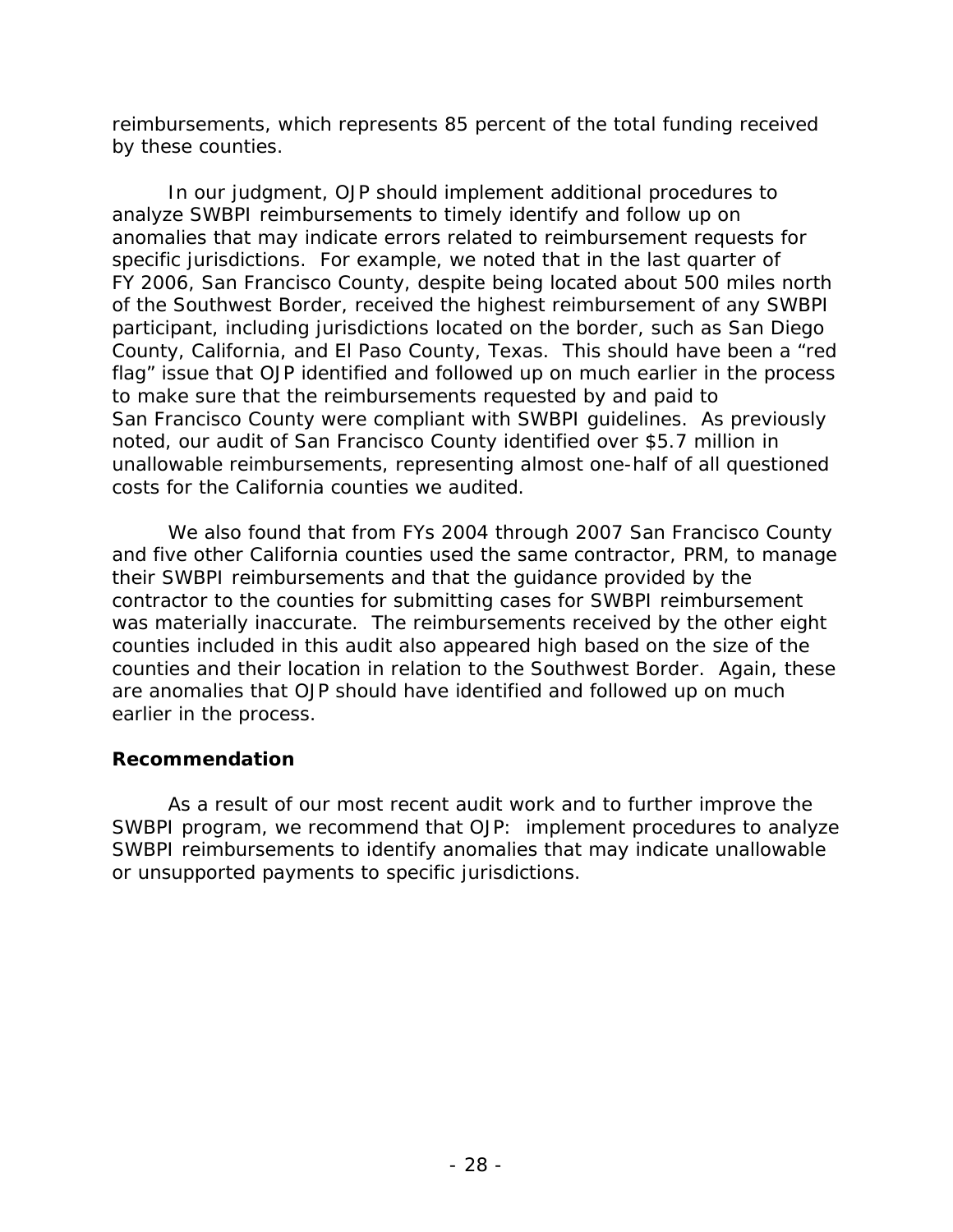reimbursements, which represents 85 percent of the total funding received by these counties.

In our judgment, OJP should implement additional procedures to analyze SWBPI reimbursements to timely identify and follow up on anomalies that may indicate errors related to reimbursement requests for specific jurisdictions. For example, we noted that in the last quarter of FY 2006, San Francisco County, despite being located about 500 miles north of the Southwest Border, received the highest reimbursement of any SWBPI participant, including jurisdictions located on the border, such as San Diego County, California, and El Paso County, Texas. This should have been a "red flag" issue that OJP identified and followed up on much earlier in the process to make sure that the reimbursements requested by and paid to San Francisco County were compliant with SWBPI guidelines. As previously noted, our audit of San Francisco County identified over $5.7 million in unallowable reimbursements, representing almost one-half of all questioned costs for the California counties we audited.

We also found that from FYs 2004 through 2007 San Francisco County and five other California counties used the same contractor, PRM, to manage their SWBPI reimbursements and that the guidance provided by the contractor to the counties for submitting cases for SWBPI reimbursement was materially inaccurate. The reimbursements received by the other eight counties included in this audit also appeared high based on the size of the counties and their location in relation to the Southwest Border. Again, these are anomalies that OJP should have identified and followed up on much earlier in the process.

**Recommendation**

As a result of our most recent audit work and to further improve the SWBPI program, we recommend that OJP: implement procedures to analyze SWBPI reimbursements to identify anomalies that may indicate unallowable or unsupported payments to specific jurisdictions.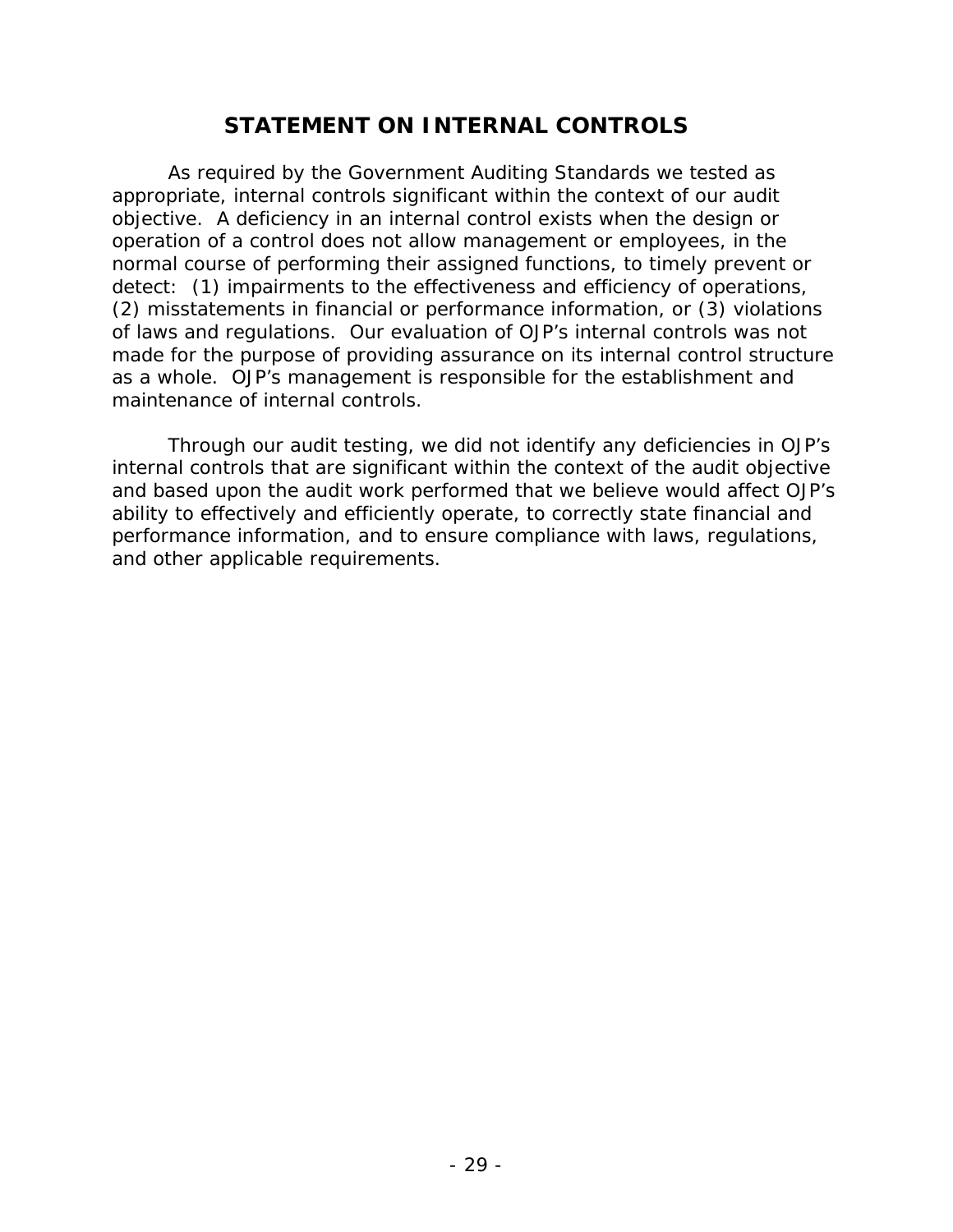# STATEMENT ON INTERNAL CONTROLS

As required by the Government Auditing Standards we tested as appropriate, internal controls significant within the context of our audit objective. A deficiency in an internal control exists when the design or operation of a control does not allow management or employees, in the normal course of performing their assigned functions, to timely prevent or detect: (1) impairments to the effectiveness and efficiency of operations, (2) misstatements in financial or performance information, or (3) violations of laws and regulations. Our evaluation of OJP's internal controls was not made for the purpose of providing assurance on its internal control structure as a whole. OJP's management is responsible for the establishment and maintenance of internal controls.

Through our audit testing, we did not identify any deficiencies in OJP's internal controls that are significant within the context of the audit objective and based upon the audit work performed that we believe would affect OJP's ability to effectively and efficiently operate, to correctly state financial and performance information, and to ensure compliance with laws, regulations, and other applicable requirements.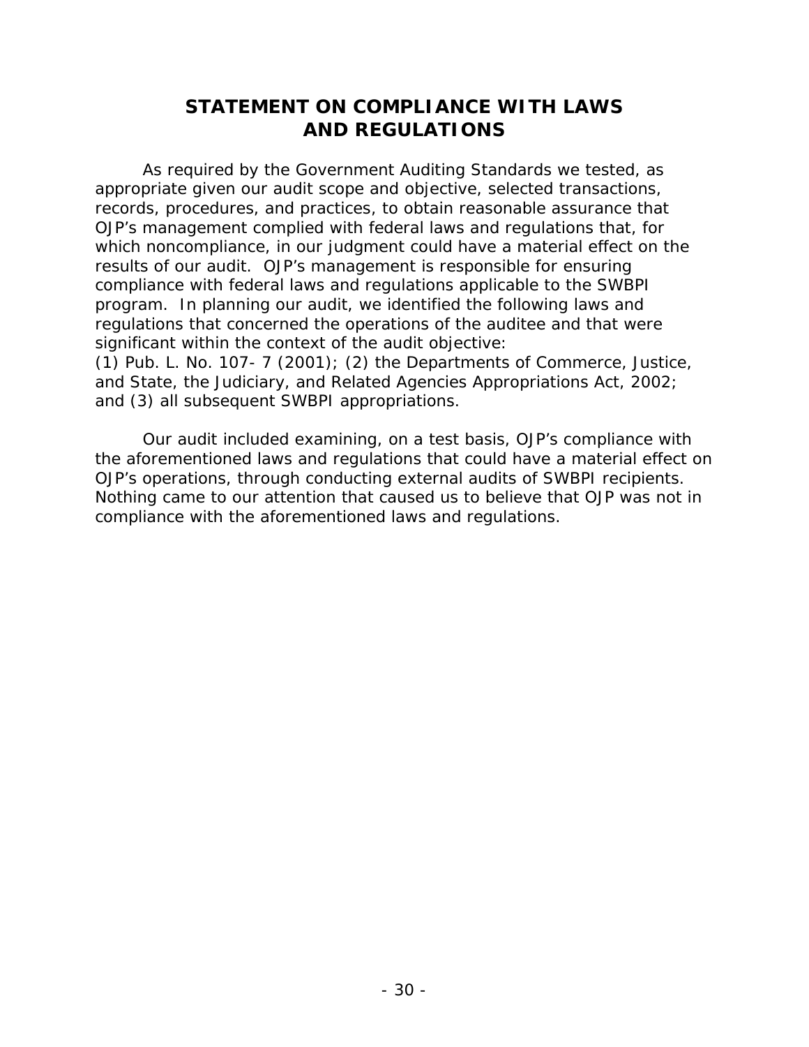# STATEMENT ON COMPLIANCE WITH LAWS AND REGULATIONS

As required by the Government Auditing Standards we tested, as appropriate given our audit scope and objective, selected transactions, records, procedures, and practices, to obtain reasonable assurance that OJP's management complied with federal laws and regulations that, for which noncompliance, in our judgment could have a material effect on the results of our audit. OJP's management is responsible for ensuring compliance with federal laws and regulations applicable to the SWBPI program. In planning our audit, we identified the following laws and regulations that concerned the operations of the auditee and that were significant within the context of the audit objective:
(1) Pub. L. No. 107- 7 (2001); (2) the Departments of Commerce, Justice, and State, the Judiciary, and Related Agencies Appropriations Act, 2002; and (3) all subsequent SWBPI appropriations.

Our audit included examining, on a test basis, OJP's compliance with the aforementioned laws and regulations that could have a material effect on OJP's operations, through conducting external audits of SWBPI recipients. Nothing came to our attention that caused us to believe that OJP was not in compliance with the aforementioned laws and regulations.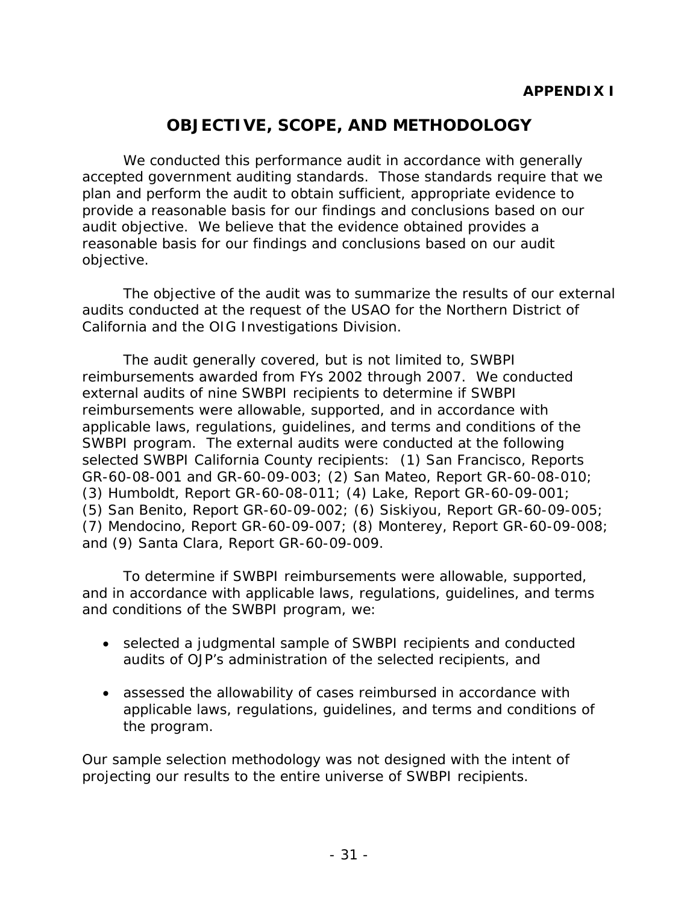**APPENDIX I**

# OBJECTIVE, SCOPE, AND METHODOLOGY

We conducted this performance audit in accordance with generally accepted government auditing standards. Those standards require that we plan and perform the audit to obtain sufficient, appropriate evidence to provide a reasonable basis for our findings and conclusions based on our audit objective. We believe that the evidence obtained provides a reasonable basis for our findings and conclusions based on our audit objective.

The objective of the audit was to summarize the results of our external audits conducted at the request of the USAO for the Northern District of California and the OIG Investigations Division.

The audit generally covered, but is not limited to, SWBPI reimbursements awarded from FYs 2002 through 2007. We conducted external audits of nine SWBPI recipients to determine if SWBPI reimbursements were allowable, supported, and in accordance with applicable laws, regulations, guidelines, and terms and conditions of the SWBPI program. The external audits were conducted at the following selected SWBPI California County recipients: (1) San Francisco, Reports GR-60-08-001 and GR-60-09-003; (2) San Mateo, Report GR-60-08-010; (3) Humboldt, Report GR-60-08-011; (4) Lake, Report GR-60-09-001; (5) San Benito, Report GR-60-09-002; (6) Siskiyou, Report GR-60-09-005; (7) Mendocino, Report GR-60-09-007; (8) Monterey, Report GR-60-09-008; and (9) Santa Clara, Report GR-60-09-009.

To determine if SWBPI reimbursements were allowable, supported, and in accordance with applicable laws, regulations, guidelines, and terms and conditions of the SWBPI program, we:

- selected a judgmental sample of SWBPI recipients and conducted audits of OJP's administration of the selected recipients, and
- assessed the allowability of cases reimbursed in accordance with applicable laws, regulations, guidelines, and terms and conditions of the program.

Our sample selection methodology was not designed with the intent of projecting our results to the entire universe of SWBPI recipients.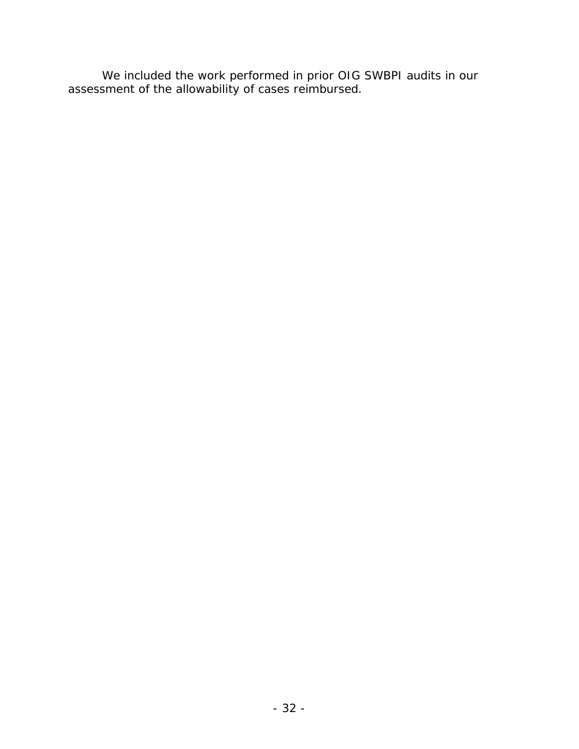We included the work performed in prior OIG SWBPI audits in our assessment of the allowability of cases reimbursed.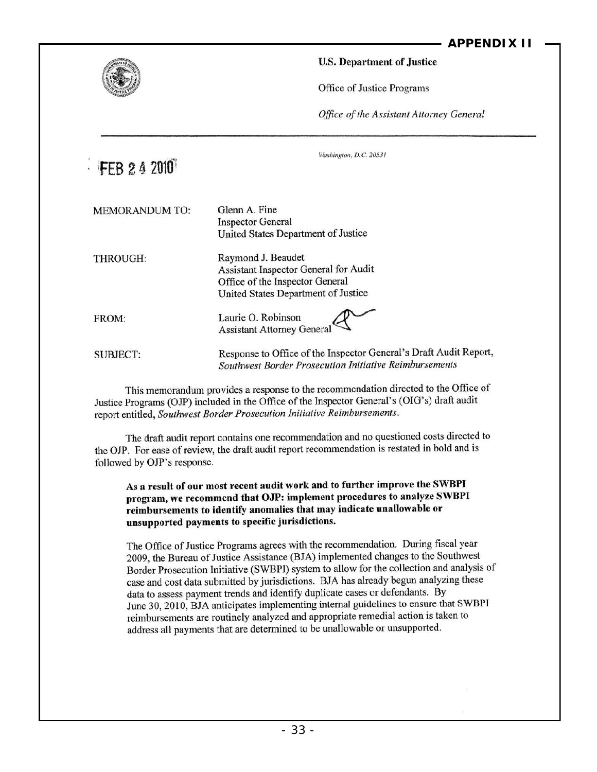## APPENDIX II

**U.S. Department of Justice**

Office of Justice Programs

*Office of the Assistant Attorney General*

FEB 24 2010

*Washington, D.C. 20531*

MEMORANDUM TO: Glenn A. Fine
Inspector General
United States Department of Justice

THROUGH: Raymond J. Beaudet
Assistant Inspector General for Audit
Office of the Inspector General
United States Department of Justice

FROM: Laurie O. Robinson
Assistant Attorney General

SUBJECT: Response to Office of the Inspector General's Draft Audit Report, *Southwest Border Prosecution Initiative Reimbursements*

This memorandum provides a response to the recommendation directed to the Office of Justice Programs (OJP) included in the Office of the Inspector General's (OIG's) draft audit report entitled, *Southwest Border Prosecution Initiative Reimbursements*.

The draft audit report contains one recommendation and no questioned costs directed to the OJP. For ease of review, the draft audit report recommendation is restated in bold and is followed by OJP's response.

**As a result of our most recent audit work and to further improve the SWBPI program, we recommend that OJP: implement procedures to analyze SWBPI reimbursements to identify anomalies that may indicate unallowable or unsupported payments to specific jurisdictions.**

The Office of Justice Programs agrees with the recommendation. During fiscal year 2009, the Bureau of Justice Assistance (BJA) implemented changes to the Southwest Border Prosecution Initiative (SWBPI) system to allow for the collection and analysis of case and cost data submitted by jurisdictions. BJA has already begun analyzing these data to assess payment trends and identify duplicate cases or defendants. By June 30, 2010, BJA anticipates implementing internal guidelines to ensure that SWBPI reimbursements are routinely analyzed and appropriate remedial action is taken to address all payments that are determined to be unallowable or unsupported.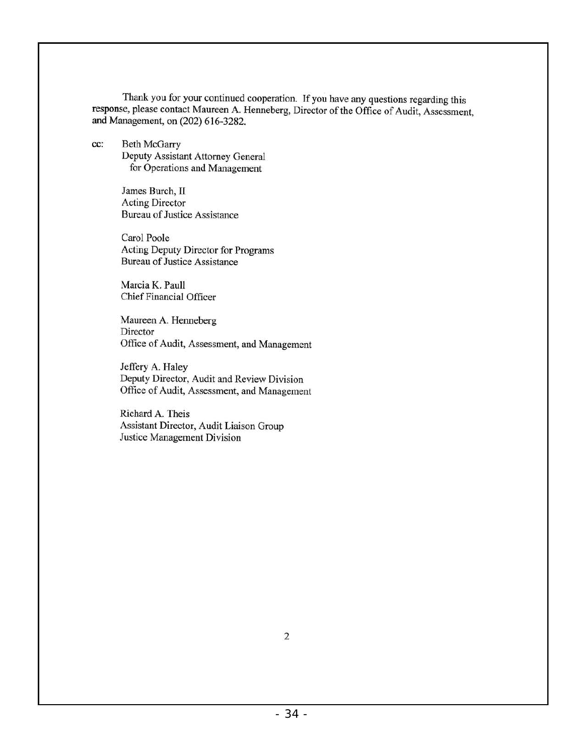Thank you for your continued cooperation. If you have any questions regarding this response, please contact Maureen A. Henneberg, Director of the Office of Audit, Assessment, and Management, on (202) 616-3282.

cc: Beth McGarry
Deputy Assistant Attorney General
for Operations and Management

James Burch, II
Acting Director
Bureau of Justice Assistance

Carol Poole
Acting Deputy Director for Programs
Bureau of Justice Assistance

Marcia K. Paull
Chief Financial Officer

Maureen A. Henneberg
Director
Office of Audit, Assessment, and Management

Jeffery A. Haley
Deputy Director, Audit and Review Division
Office of Audit, Assessment, and Management

Richard A. Theis
Assistant Director, Audit Liaison Group
Justice Management Division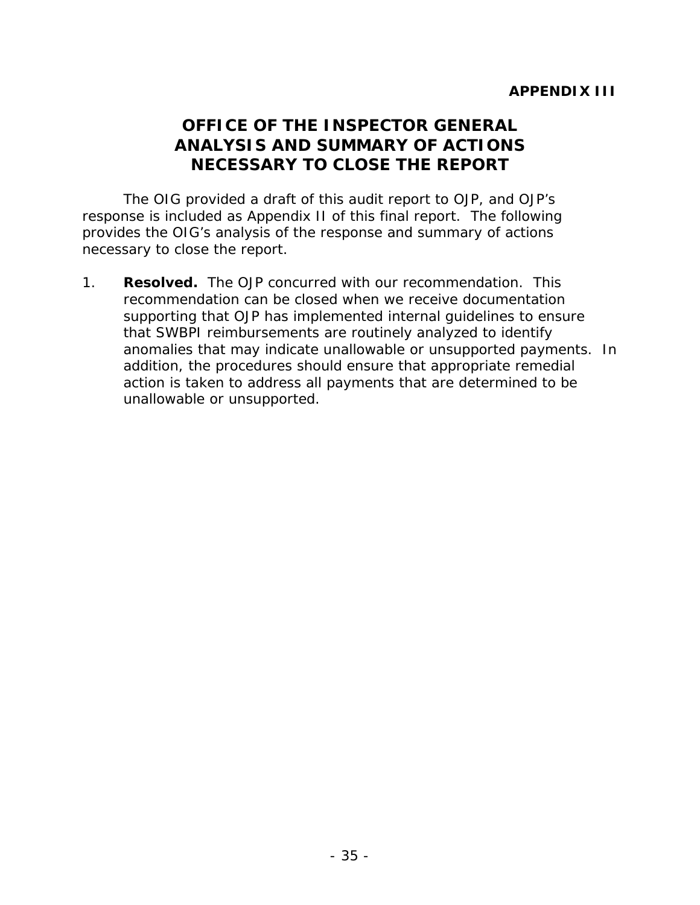**APPENDIX III**

# OFFICE OF THE INSPECTOR GENERAL ANALYSIS AND SUMMARY OF ACTIONS NECESSARY TO CLOSE THE REPORT

The OIG provided a draft of this audit report to OJP, and OJP's response is included as Appendix II of this final report. The following provides the OIG's analysis of the response and summary of actions necessary to close the report.

1. **Resolved.** The OJP concurred with our recommendation. This recommendation can be closed when we receive documentation supporting that OJP has implemented internal guidelines to ensure that SWBPI reimbursements are routinely analyzed to identify anomalies that may indicate unallowable or unsupported payments. In addition, the procedures should ensure that appropriate remedial action is taken to address all payments that are determined to be unallowable or unsupported.